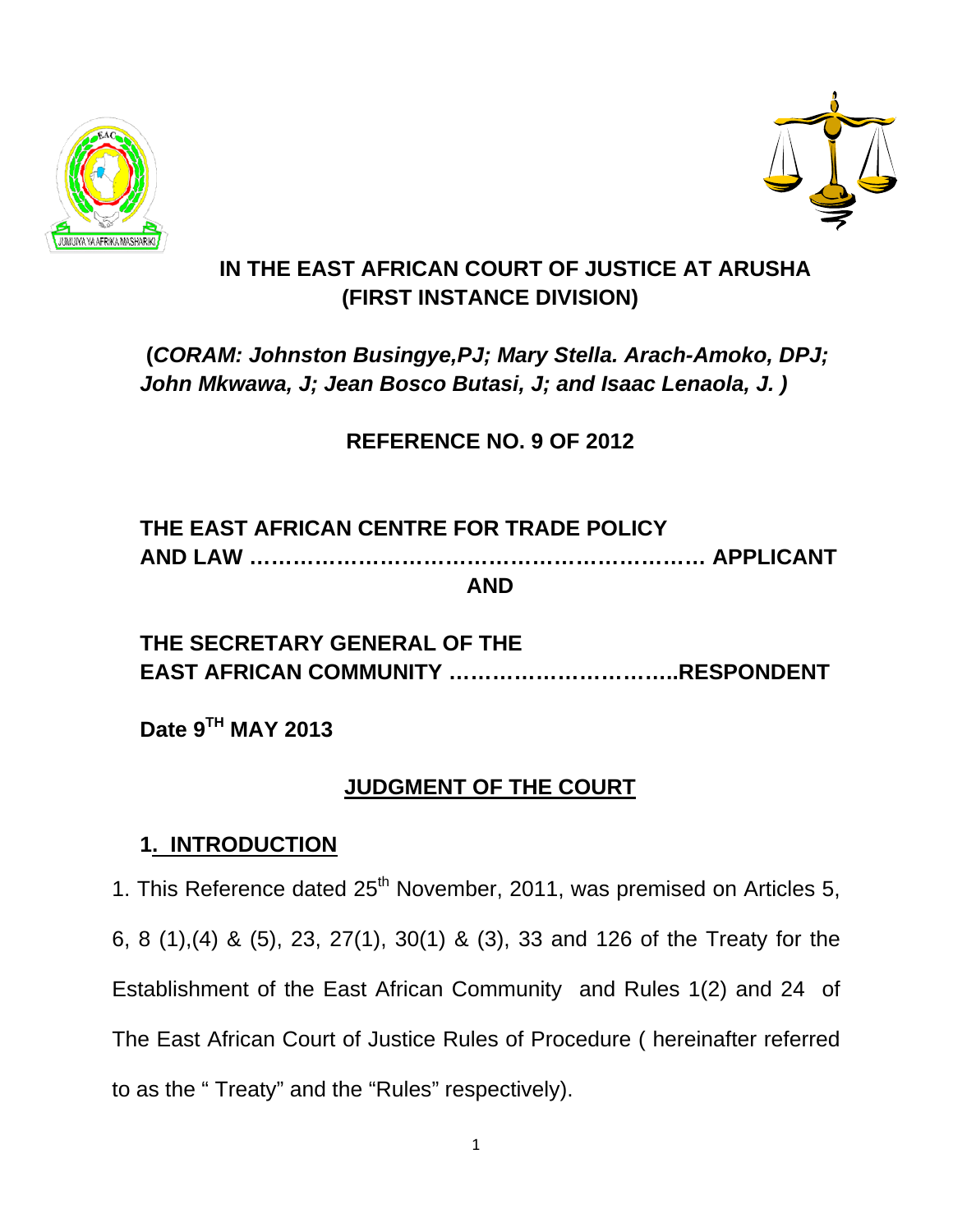# IN THE EAST AFRICAN COURT OF JUSTICE AT ARUSHA
# (FIRST INSTANCE DIVISION)

**(*CORAM: Johnston Busingye,PJ; Mary Stella. Arach-Amoko, DPJ; John Mkwawa, J; Jean Bosco Butasi, J; and Isaac Lenaola, J. )***

**REFERENCE NO. 9 OF 2012**

**THE EAST AFRICAN CENTRE FOR TRADE POLICY AND LAW ……………………………………………………… APPLICANT**

**AND**

**THE SECRETARY GENERAL OF THE EAST AFRICAN COMMUNITY …………………………..RESPONDENT**

**Date 9TH MAY 2013**

## JUDGMENT OF THE COURT

## 1. INTRODUCTION

1. This Reference dated 25th November, 2011, was premised on Articles 5, 6, 8 (1),(4) & (5), 23, 27(1), 30(1) & (3), 33 and 126 of the Treaty for the Establishment of the East African Community and Rules 1(2) and 24 of The East African Court of Justice Rules of Procedure ( hereinafter referred to as the " Treaty" and the "Rules" respectively).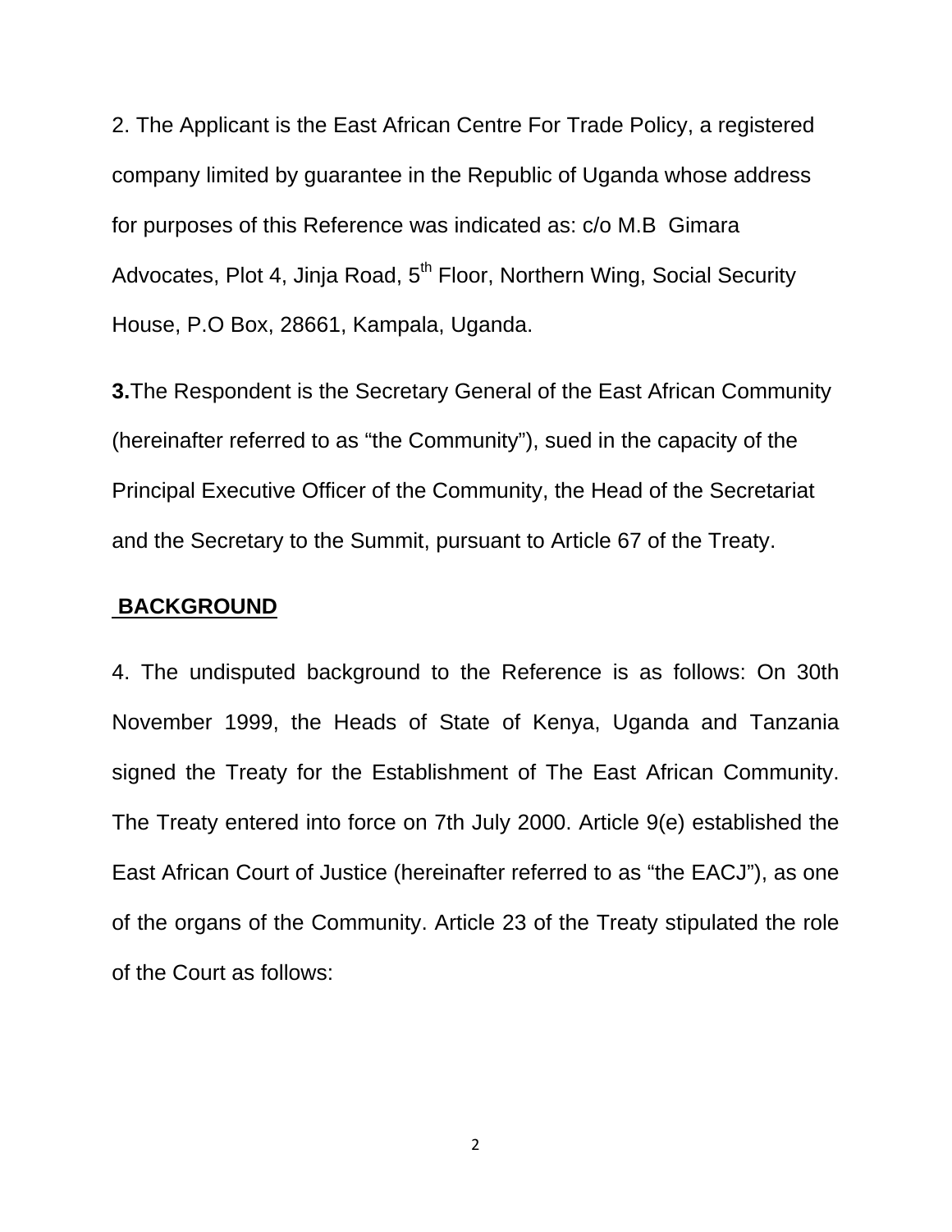2. The Applicant is the East African Centre For Trade Policy, a registered company limited by guarantee in the Republic of Uganda whose address for purposes of this Reference was indicated as: c/o M.B Gimara Advocates, Plot 4, Jinja Road, 5th Floor, Northern Wing, Social Security House, P.O Box, 28661, Kampala, Uganda.

**3.** The Respondent is the Secretary General of the East African Community (hereinafter referred to as "the Community"), sued in the capacity of the Principal Executive Officer of the Community, the Head of the Secretariat and the Secretary to the Summit, pursuant to Article 67 of the Treaty.

## BACKGROUND

4. The undisputed background to the Reference is as follows: On 30th November 1999, the Heads of State of Kenya, Uganda and Tanzania signed the Treaty for the Establishment of The East African Community. The Treaty entered into force on 7th July 2000. Article 9(e) established the East African Court of Justice (hereinafter referred to as "the EACJ"), as one of the organs of the Community. Article 23 of the Treaty stipulated the role of the Court as follows: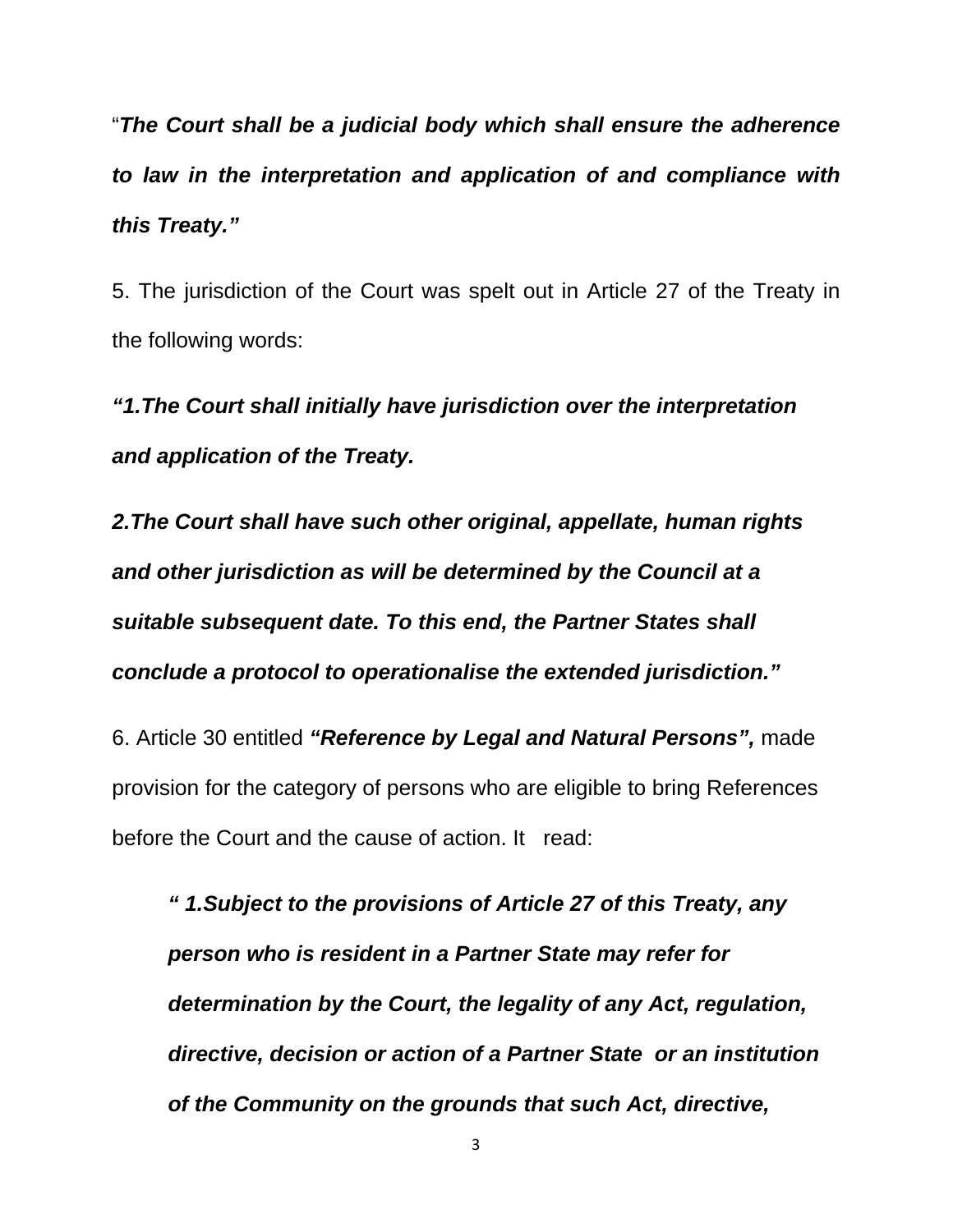"***The Court shall be a judicial body which shall ensure the adherence to law in the interpretation and application of and compliance with this Treaty."***

5. The jurisdiction of the Court was spelt out in Article 27 of the Treaty in the following words:

***"1.The Court shall initially have jurisdiction over the interpretation and application of the Treaty.***

***2.The Court shall have such other original, appellate, human rights and other jurisdiction as will be determined by the Council at a suitable subsequent date. To this end, the Partner States shall conclude a protocol to operationalise the extended jurisdiction."***

6. Article 30 entitled ***"Reference by Legal and Natural Persons",*** made provision for the category of persons who are eligible to bring References before the Court and the cause of action. It read:

> ***" 1.Subject to the provisions of Article 27 of this Treaty, any person who is resident in a Partner State may refer for determination by the Court, the legality of any Act, regulation, directive, decision or action of a Partner State or an institution of the Community on the grounds that such Act, directive,***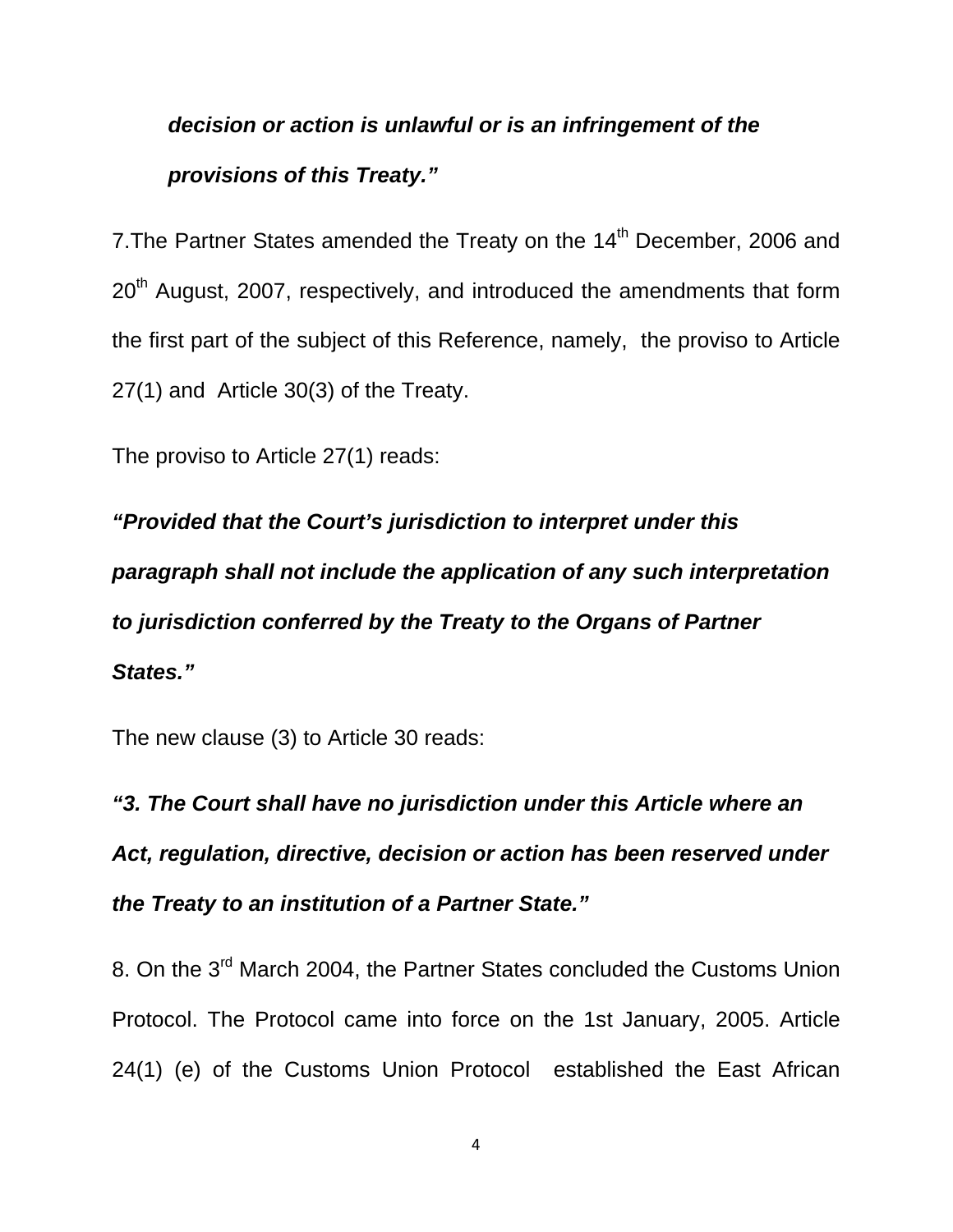***decision or action is unlawful or is an infringement of the provisions of this Treaty."***

7.The Partner States amended the Treaty on the 14th December, 2006 and 20th August, 2007, respectively, and introduced the amendments that form the first part of the subject of this Reference, namely, the proviso to Article 27(1) and Article 30(3) of the Treaty.

The proviso to Article 27(1) reads:

***"Provided that the Court's jurisdiction to interpret under this paragraph shall not include the application of any such interpretation to jurisdiction conferred by the Treaty to the Organs of Partner States."***

The new clause (3) to Article 30 reads:

***"3. The Court shall have no jurisdiction under this Article where an Act, regulation, directive, decision or action has been reserved under the Treaty to an institution of a Partner State."***

8. On the 3rd March 2004, the Partner States concluded the Customs Union Protocol. The Protocol came into force on the 1st January, 2005. Article 24(1) (e) of the Customs Union Protocol established the East African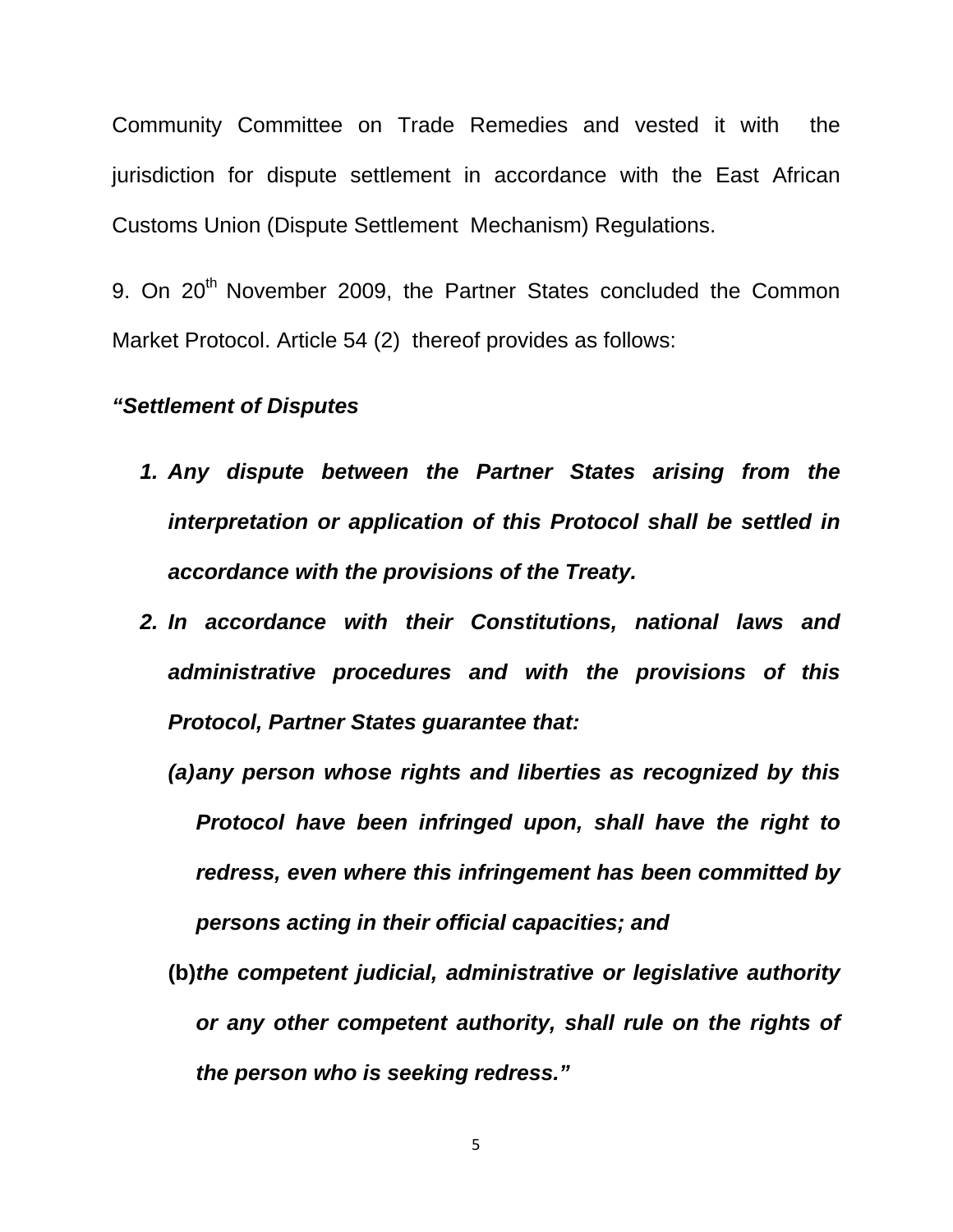Community Committee on Trade Remedies and vested it with the jurisdiction for dispute settlement in accordance with the East African Customs Union (Dispute Settlement Mechanism) Regulations.

9. On 20th November 2009, the Partner States concluded the Common Market Protocol. Article 54 (2) thereof provides as follows:

***"Settlement of Disputes***

1. ***Any dispute between the Partner States arising from the interpretation or application of this Protocol shall be settled in accordance with the provisions of the Treaty.***
2. ***In accordance with their Constitutions, national laws and administrative procedures and with the provisions of this Protocol, Partner States guarantee that:***
   ***(a) any person whose rights and liberties as recognized by this Protocol have been infringed upon, shall have the right to redress, even where this infringement has been committed by persons acting in their official capacities; and***

   **(b)** ***the competent judicial, administrative or legislative authority or any other competent authority, shall rule on the rights of the person who is seeking redress."***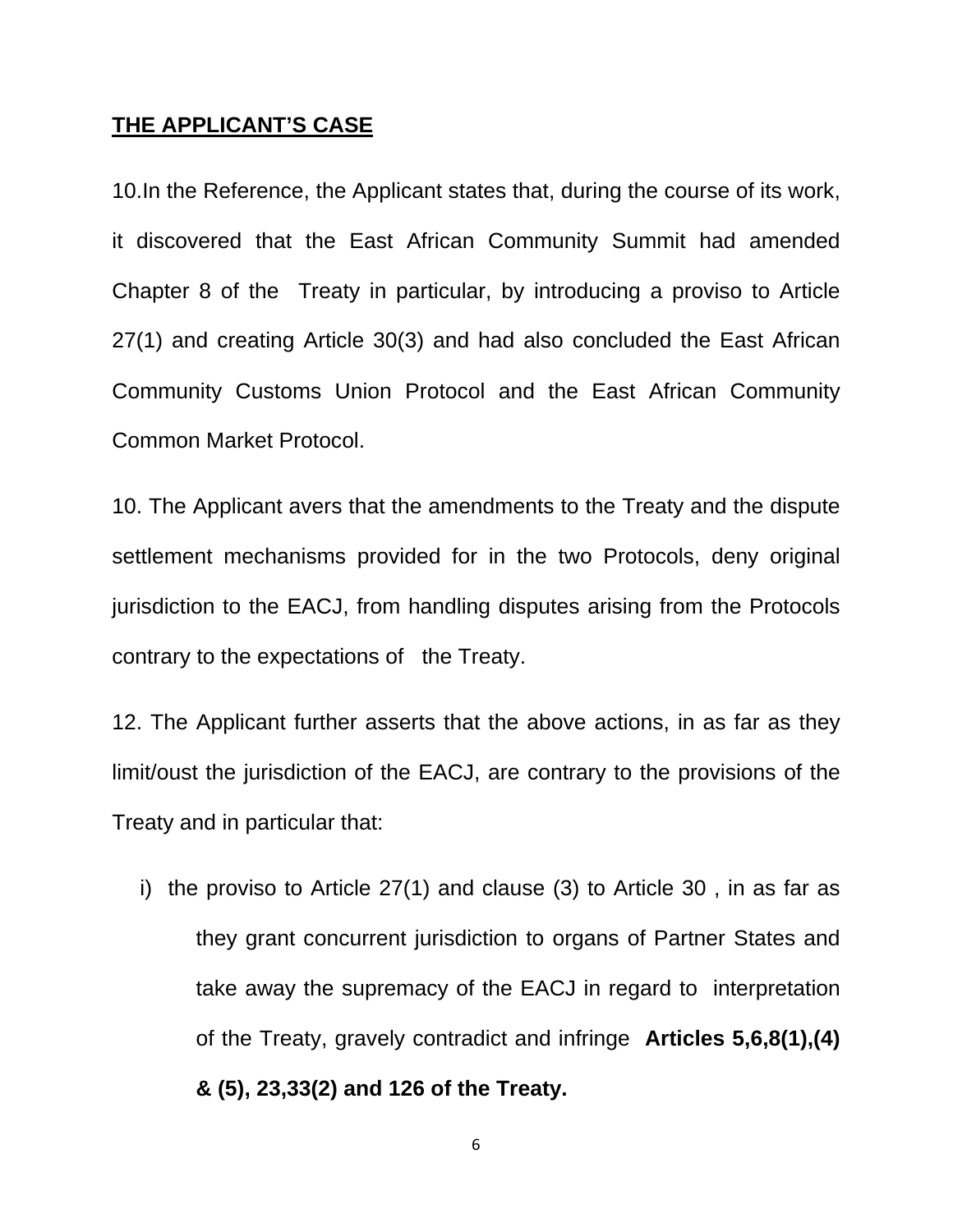**<u>THE APPLICANT'S CASE</u>**

10.In the Reference, the Applicant states that, during the course of its work, it discovered that the East African Community Summit had amended Chapter 8 of the Treaty in particular, by introducing a proviso to Article 27(1) and creating Article 30(3) and had also concluded the East African Community Customs Union Protocol and the East African Community Common Market Protocol.

10. The Applicant avers that the amendments to the Treaty and the dispute settlement mechanisms provided for in the two Protocols, deny original jurisdiction to the EACJ, from handling disputes arising from the Protocols contrary to the expectations of the Treaty.

12. The Applicant further asserts that the above actions, in as far as they limit/oust the jurisdiction of the EACJ, are contrary to the provisions of the Treaty and in particular that:

i) the proviso to Article 27(1) and clause (3) to Article 30 , in as far as they grant concurrent jurisdiction to organs of Partner States and take away the supremacy of the EACJ in regard to interpretation of the Treaty, gravely contradict and infringe **Articles 5,6,8(1),(4) & (5), 23,33(2) and 126 of the Treaty.**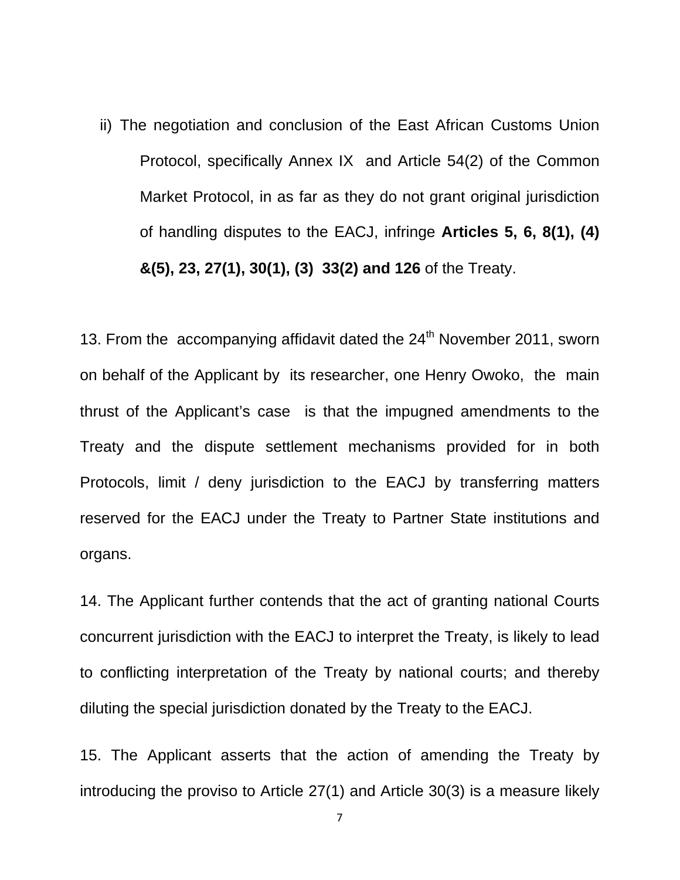ii) The negotiation and conclusion of the East African Customs Union Protocol, specifically Annex IX and Article 54(2) of the Common Market Protocol, in as far as they do not grant original jurisdiction of handling disputes to the EACJ, infringe **Articles 5, 6, 8(1), (4) &(5), 23, 27(1), 30(1), (3) 33(2) and 126** of the Treaty.

13. From the accompanying affidavit dated the 24th November 2011, sworn on behalf of the Applicant by its researcher, one Henry Owoko, the main thrust of the Applicant's case is that the impugned amendments to the Treaty and the dispute settlement mechanisms provided for in both Protocols, limit / deny jurisdiction to the EACJ by transferring matters reserved for the EACJ under the Treaty to Partner State institutions and organs.

14. The Applicant further contends that the act of granting national Courts concurrent jurisdiction with the EACJ to interpret the Treaty, is likely to lead to conflicting interpretation of the Treaty by national courts; and thereby diluting the special jurisdiction donated by the Treaty to the EACJ.

15. The Applicant asserts that the action of amending the Treaty by introducing the proviso to Article 27(1) and Article 30(3) is a measure likely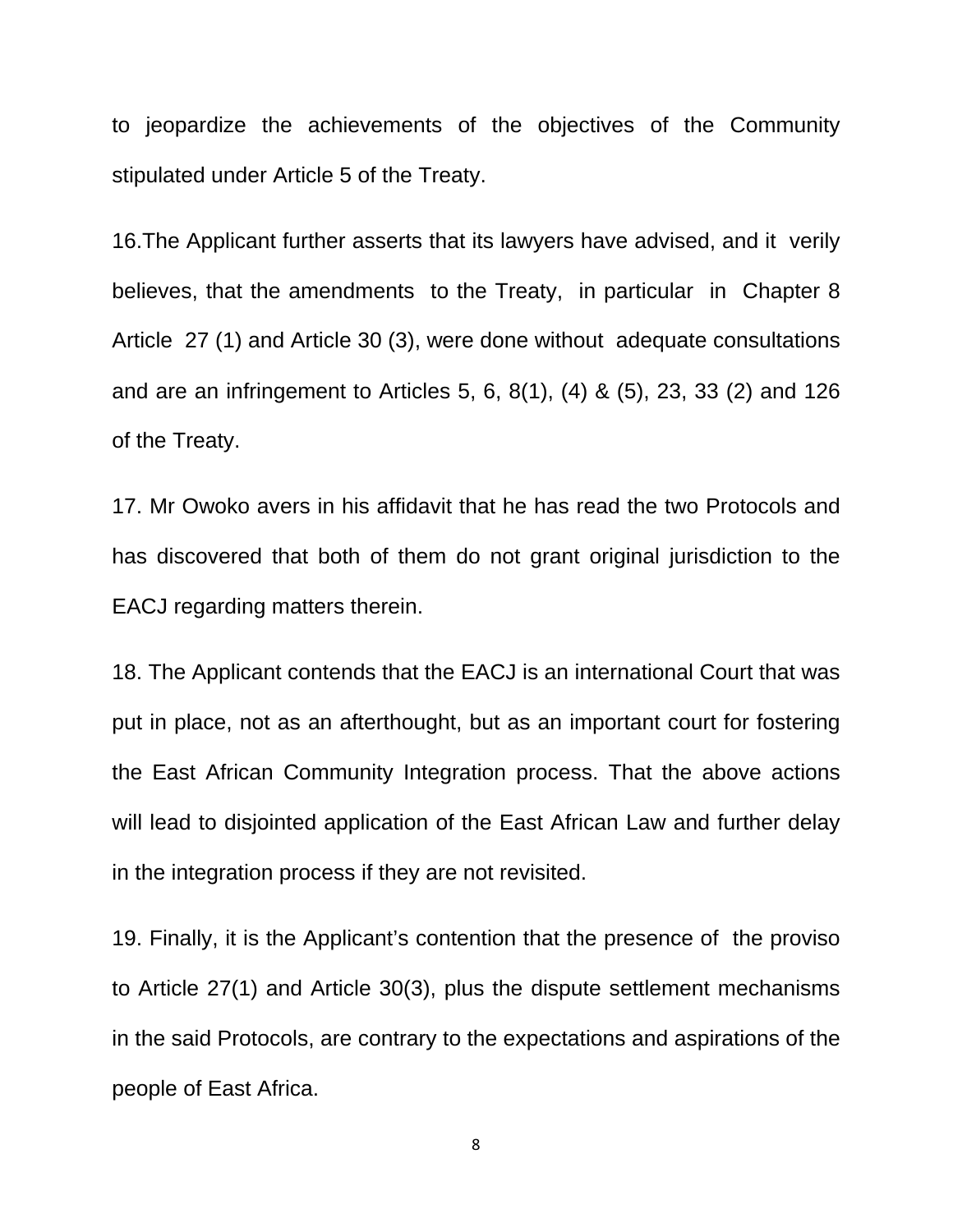to jeopardize the achievements of the objectives of the Community stipulated under Article 5 of the Treaty.

16.The Applicant further asserts that its lawyers have advised, and it verily believes, that the amendments to the Treaty, in particular in Chapter 8 Article 27 (1) and Article 30 (3), were done without adequate consultations and are an infringement to Articles 5, 6, 8(1), (4) & (5), 23, 33 (2) and 126 of the Treaty.

17. Mr Owoko avers in his affidavit that he has read the two Protocols and has discovered that both of them do not grant original jurisdiction to the EACJ regarding matters therein.

18. The Applicant contends that the EACJ is an international Court that was put in place, not as an afterthought, but as an important court for fostering the East African Community Integration process. That the above actions will lead to disjointed application of the East African Law and further delay in the integration process if they are not revisited.

19. Finally, it is the Applicant's contention that the presence of the proviso to Article 27(1) and Article 30(3), plus the dispute settlement mechanisms in the said Protocols, are contrary to the expectations and aspirations of the people of East Africa.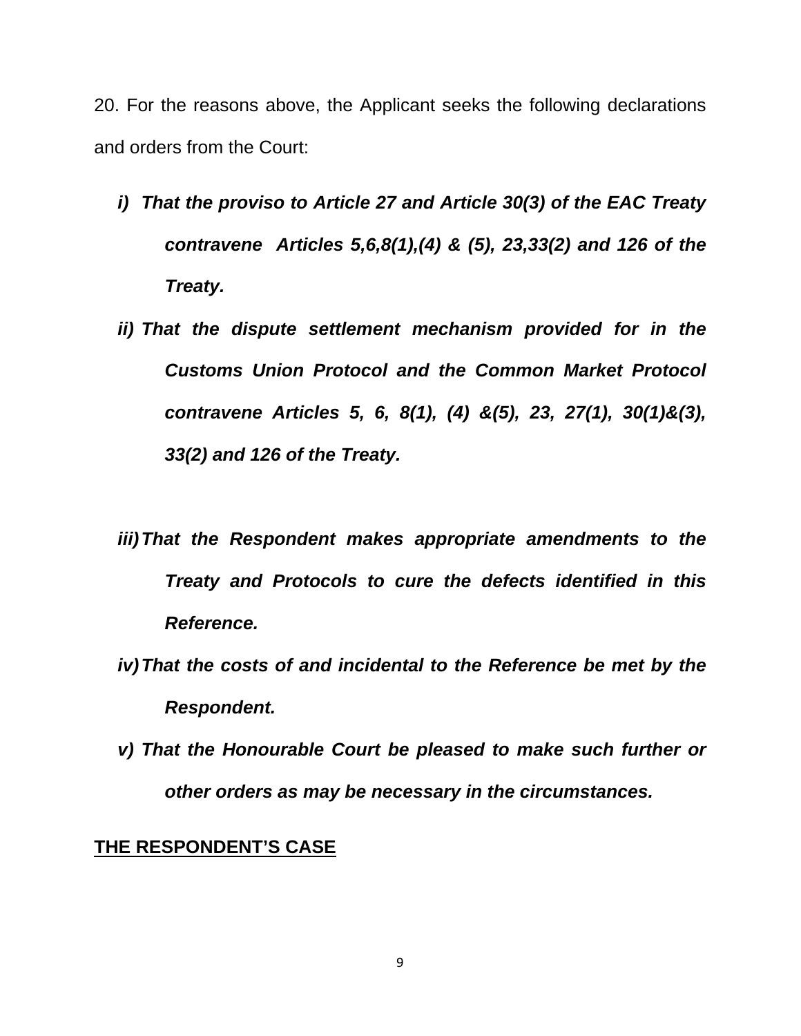20. For the reasons above, the Applicant seeks the following declarations and orders from the Court:

- ***i) That the proviso to Article 27 and Article 30(3) of the EAC Treaty contravene Articles 5,6,8(1),(4) & (5), 23,33(2) and 126 of the Treaty.***
- ***ii) That the dispute settlement mechanism provided for in the Customs Union Protocol and the Common Market Protocol contravene Articles 5, 6, 8(1), (4) &(5), 23, 27(1), 30(1)&(3), 33(2) and 126 of the Treaty.***
- ***iii) That the Respondent makes appropriate amendments to the Treaty and Protocols to cure the defects identified in this Reference.***
- ***iv) That the costs of and incidental to the Reference be met by the Respondent.***
- ***v) That the Honourable Court be pleased to make such further or other orders as may be necessary in the circumstances.***

**THE RESPONDENT'S CASE**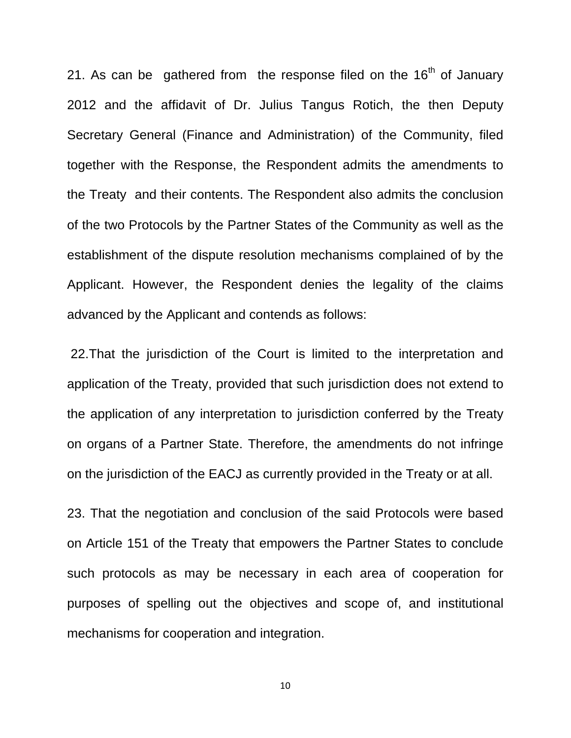21. As can be gathered from the response filed on the 16th of January 2012 and the affidavit of Dr. Julius Tangus Rotich, the then Deputy Secretary General (Finance and Administration) of the Community, filed together with the Response, the Respondent admits the amendments to the Treaty and their contents. The Respondent also admits the conclusion of the two Protocols by the Partner States of the Community as well as the establishment of the dispute resolution mechanisms complained of by the Applicant. However, the Respondent denies the legality of the claims advanced by the Applicant and contends as follows:

22.That the jurisdiction of the Court is limited to the interpretation and application of the Treaty, provided that such jurisdiction does not extend to the application of any interpretation to jurisdiction conferred by the Treaty on organs of a Partner State. Therefore, the amendments do not infringe on the jurisdiction of the EACJ as currently provided in the Treaty or at all.

23. That the negotiation and conclusion of the said Protocols were based on Article 151 of the Treaty that empowers the Partner States to conclude such protocols as may be necessary in each area of cooperation for purposes of spelling out the objectives and scope of, and institutional mechanisms for cooperation and integration.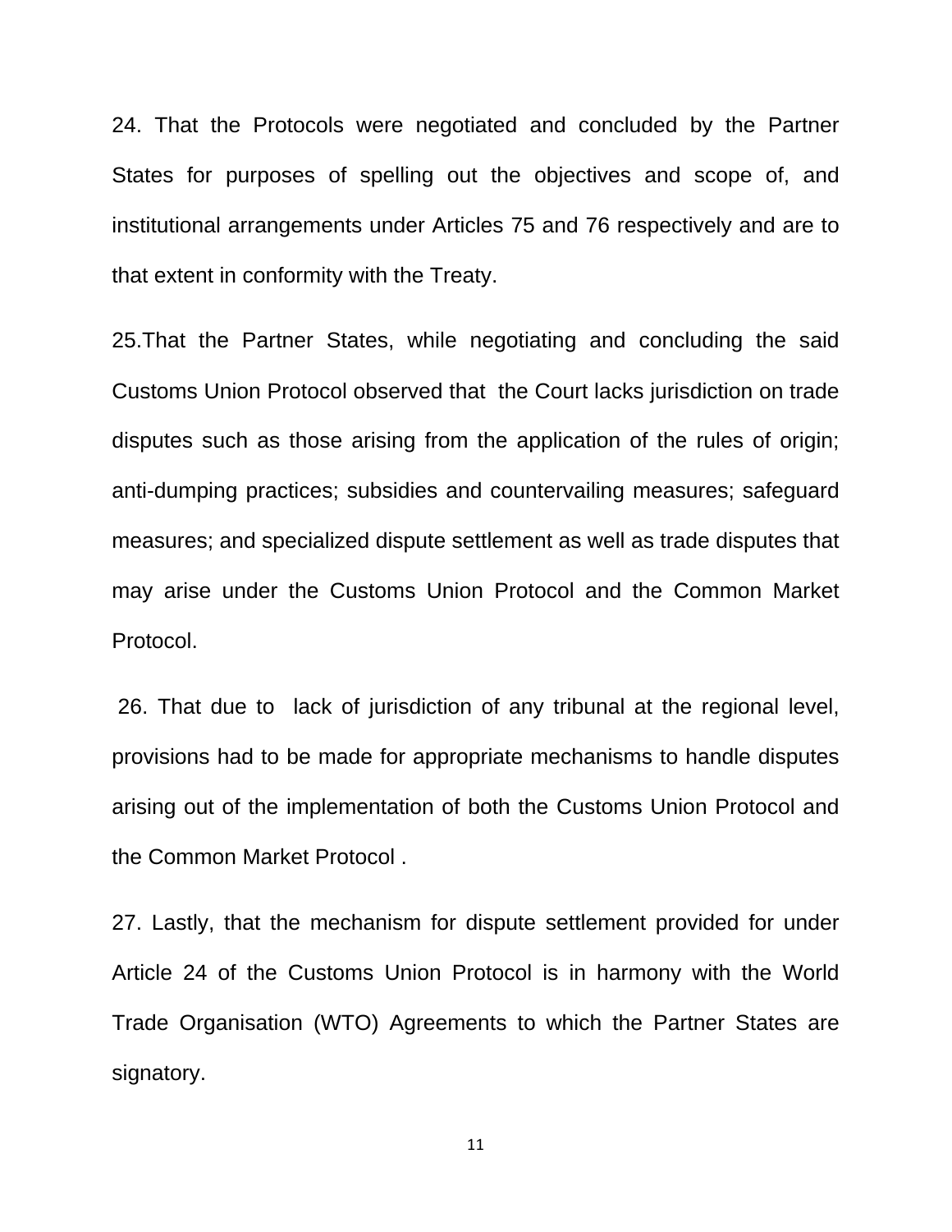24. That the Protocols were negotiated and concluded by the Partner States for purposes of spelling out the objectives and scope of, and institutional arrangements under Articles 75 and 76 respectively and are to that extent in conformity with the Treaty.

25.That the Partner States, while negotiating and concluding the said Customs Union Protocol observed that the Court lacks jurisdiction on trade disputes such as those arising from the application of the rules of origin; anti-dumping practices; subsidies and countervailing measures; safeguard measures; and specialized dispute settlement as well as trade disputes that may arise under the Customs Union Protocol and the Common Market Protocol.

26. That due to lack of jurisdiction of any tribunal at the regional level, provisions had to be made for appropriate mechanisms to handle disputes arising out of the implementation of both the Customs Union Protocol and the Common Market Protocol .

27. Lastly, that the mechanism for dispute settlement provided for under Article 24 of the Customs Union Protocol is in harmony with the World Trade Organisation (WTO) Agreements to which the Partner States are signatory.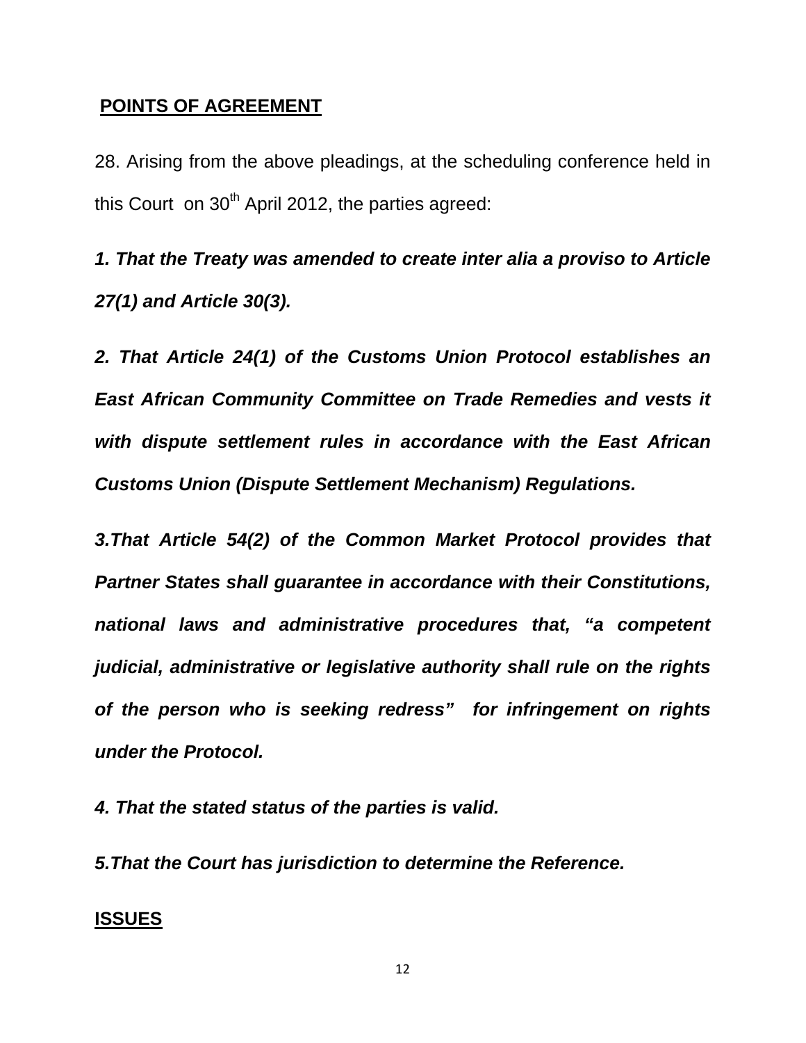## **POINTS OF AGREEMENT**

28. Arising from the above pleadings, at the scheduling conference held in this Court on 30th April 2012, the parties agreed:

***1. That the Treaty was amended to create inter alia a proviso to Article 27(1) and Article 30(3).***

***2. That Article 24(1) of the Customs Union Protocol establishes an East African Community Committee on Trade Remedies and vests it with dispute settlement rules in accordance with the East African Customs Union (Dispute Settlement Mechanism) Regulations.***

***3.That Article 54(2) of the Common Market Protocol provides that Partner States shall guarantee in accordance with their Constitutions, national laws and administrative procedures that, "a competent judicial, administrative or legislative authority shall rule on the rights of the person who is seeking redress" for infringement on rights under the Protocol.***

***4. That the stated status of the parties is valid.***

***5.That the Court has jurisdiction to determine the Reference.***

## **ISSUES**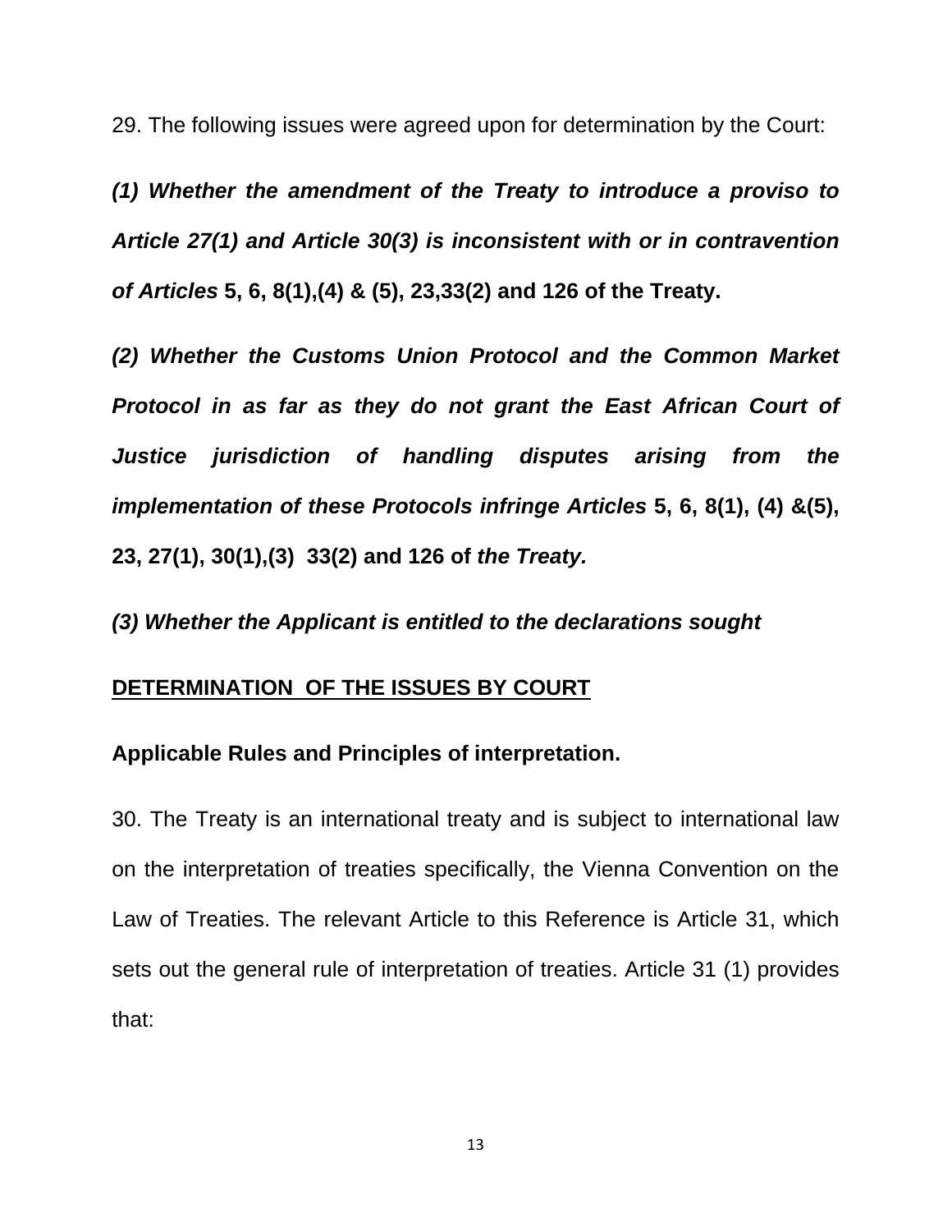29. The following issues were agreed upon for determination by the Court:

***(1) Whether the amendment of the Treaty to introduce a proviso to Article 27(1) and Article 30(3) is inconsistent with or in contravention of Articles* 5, 6, 8(1),(4) & (5), 23,33(2) and 126 of the Treaty.**

***(2) Whether the Customs Union Protocol and the Common Market Protocol in as far as they do not grant the East African Court of Justice jurisdiction of handling disputes arising from the implementation of these Protocols infringe Articles* 5, 6, 8(1), (4) &(5), 23, 27(1), 30(1),(3) 33(2) and 126 of *the Treaty.***

***(3) Whether the Applicant is entitled to the declarations sought***

**<u>DETERMINATION OF THE ISSUES BY COURT</u>**

**Applicable Rules and Principles of interpretation.**

30. The Treaty is an international treaty and is subject to international law on the interpretation of treaties specifically, the Vienna Convention on the Law of Treaties. The relevant Article to this Reference is Article 31, which sets out the general rule of interpretation of treaties. Article 31 (1) provides that: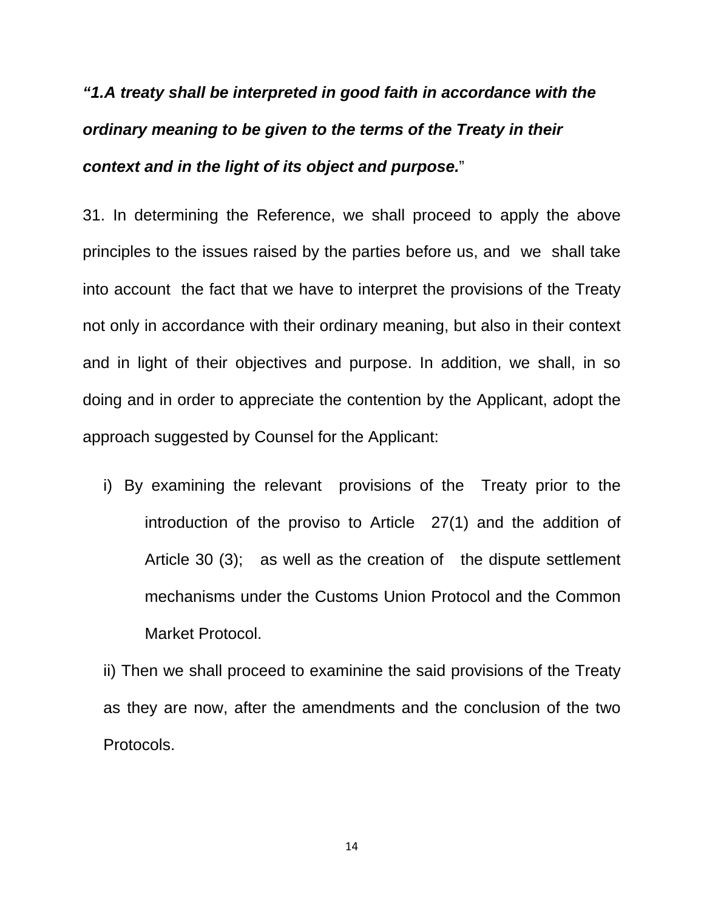***"1.A treaty shall be interpreted in good faith in accordance with the ordinary meaning to be given to the terms of the Treaty in their context and in the light of its object and purpose.***"

31. In determining the Reference, we shall proceed to apply the above principles to the issues raised by the parties before us, and we shall take into account the fact that we have to interpret the provisions of the Treaty not only in accordance with their ordinary meaning, but also in their context and in light of their objectives and purpose. In addition, we shall, in so doing and in order to appreciate the contention by the Applicant, adopt the approach suggested by Counsel for the Applicant:

i) By examining the relevant provisions of the Treaty prior to the introduction of the proviso to Article 27(1) and the addition of Article 30 (3); as well as the creation of the dispute settlement mechanisms under the Customs Union Protocol and the Common Market Protocol.

ii) Then we shall proceed to examinine the said provisions of the Treaty as they are now, after the amendments and the conclusion of the two Protocols.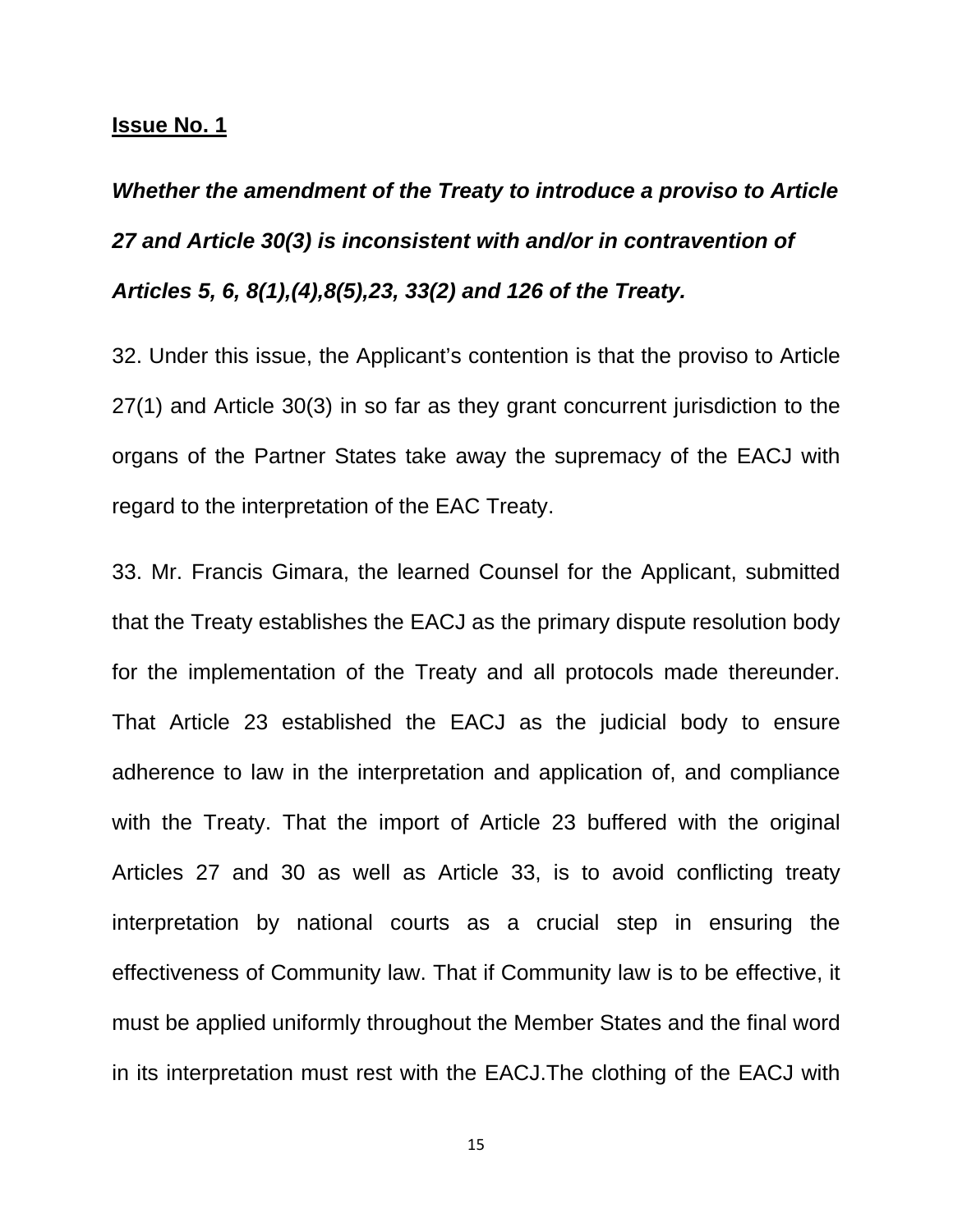**<u>Issue No. 1</u>**

***Whether the amendment of the Treaty to introduce a proviso to Article 27 and Article 30(3) is inconsistent with and/or in contravention of Articles 5, 6, 8(1),(4),8(5),23, 33(2) and 126 of the Treaty.***

32. Under this issue, the Applicant's contention is that the proviso to Article 27(1) and Article 30(3) in so far as they grant concurrent jurisdiction to the organs of the Partner States take away the supremacy of the EACJ with regard to the interpretation of the EAC Treaty.

33. Mr. Francis Gimara, the learned Counsel for the Applicant, submitted that the Treaty establishes the EACJ as the primary dispute resolution body for the implementation of the Treaty and all protocols made thereunder. That Article 23 established the EACJ as the judicial body to ensure adherence to law in the interpretation and application of, and compliance with the Treaty. That the import of Article 23 buffered with the original Articles 27 and 30 as well as Article 33, is to avoid conflicting treaty interpretation by national courts as a crucial step in ensuring the effectiveness of Community law. That if Community law is to be effective, it must be applied uniformly throughout the Member States and the final word in its interpretation must rest with the EACJ.The clothing of the EACJ with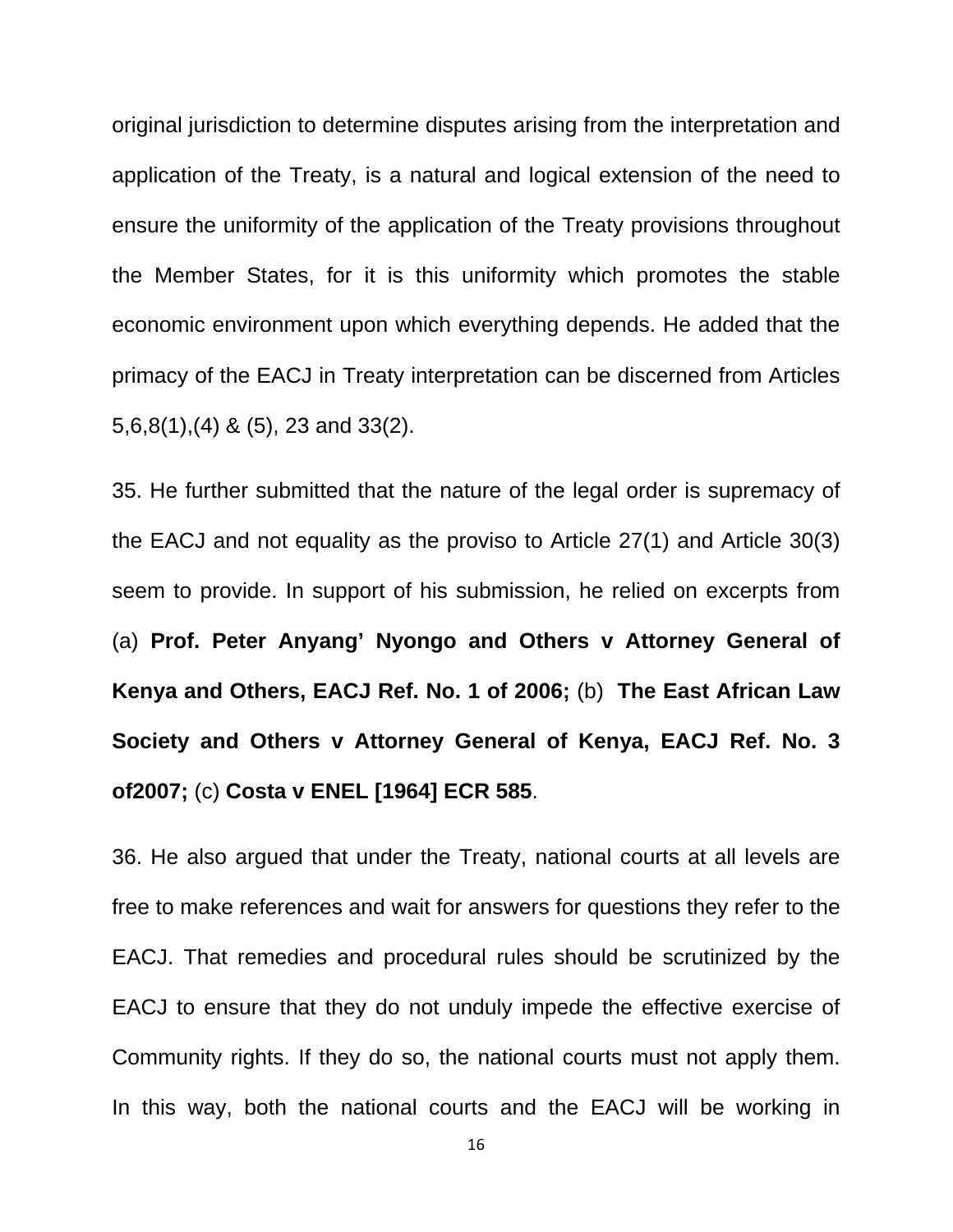original jurisdiction to determine disputes arising from the interpretation and application of the Treaty, is a natural and logical extension of the need to ensure the uniformity of the application of the Treaty provisions throughout the Member States, for it is this uniformity which promotes the stable economic environment upon which everything depends. He added that the primacy of the EACJ in Treaty interpretation can be discerned from Articles 5,6,8(1),(4) & (5), 23 and 33(2).

35. He further submitted that the nature of the legal order is supremacy of the EACJ and not equality as the proviso to Article 27(1) and Article 30(3) seem to provide. In support of his submission, he relied on excerpts from (a) **Prof. Peter Anyang' Nyongo and Others v Attorney General of Kenya and Others, EACJ Ref. No. 1 of 2006;** (b) **The East African Law Society and Others v Attorney General of Kenya, EACJ Ref. No. 3 of2007;** (c) **Costa v ENEL [1964] ECR 585**.

36. He also argued that under the Treaty, national courts at all levels are free to make references and wait for answers for questions they refer to the EACJ. That remedies and procedural rules should be scrutinized by the EACJ to ensure that they do not unduly impede the effective exercise of Community rights. If they do so, the national courts must not apply them. In this way, both the national courts and the EACJ will be working in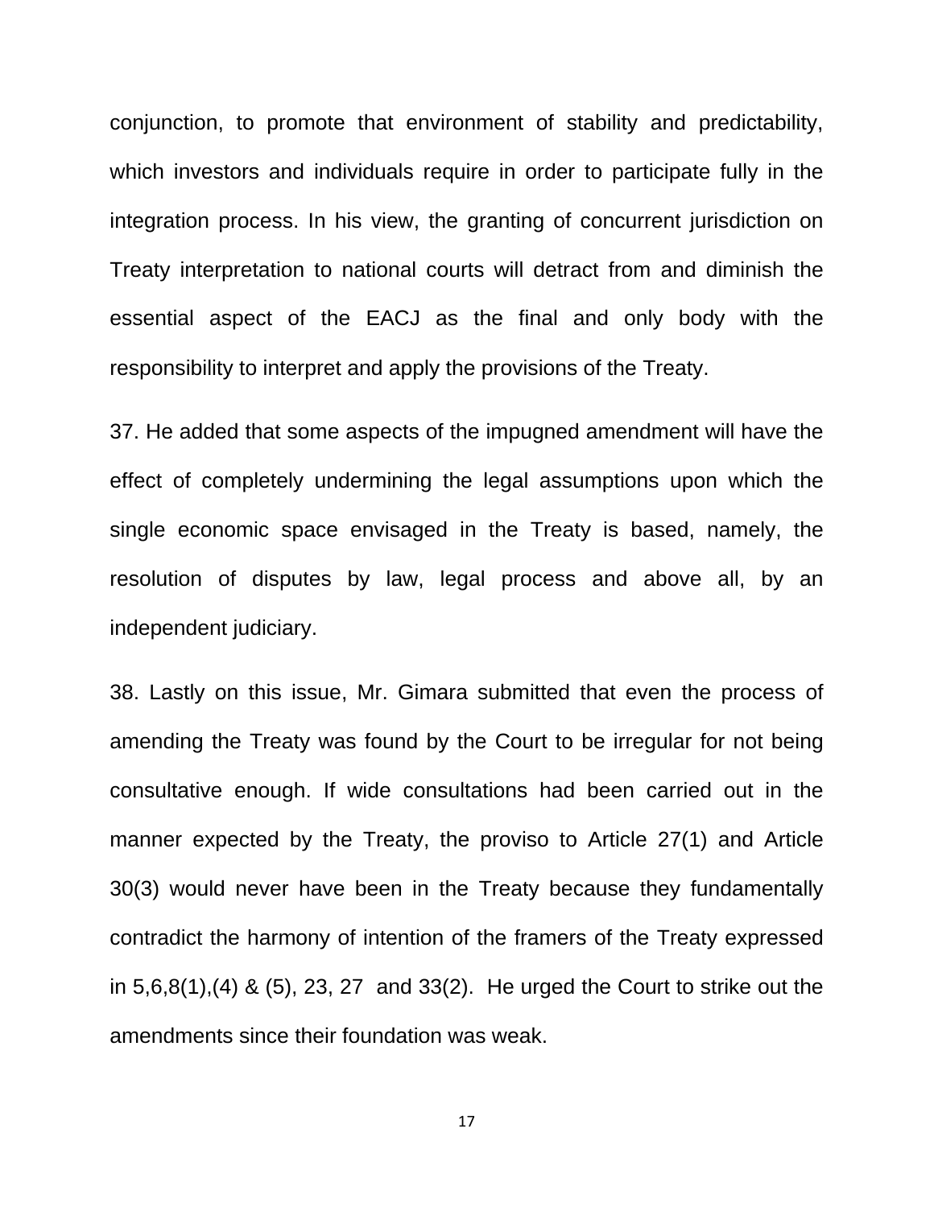conjunction, to promote that environment of stability and predictability, which investors and individuals require in order to participate fully in the integration process. In his view, the granting of concurrent jurisdiction on Treaty interpretation to national courts will detract from and diminish the essential aspect of the EACJ as the final and only body with the responsibility to interpret and apply the provisions of the Treaty.

37. He added that some aspects of the impugned amendment will have the effect of completely undermining the legal assumptions upon which the single economic space envisaged in the Treaty is based, namely, the resolution of disputes by law, legal process and above all, by an independent judiciary.

38. Lastly on this issue, Mr. Gimara submitted that even the process of amending the Treaty was found by the Court to be irregular for not being consultative enough. If wide consultations had been carried out in the manner expected by the Treaty, the proviso to Article 27(1) and Article 30(3) would never have been in the Treaty because they fundamentally contradict the harmony of intention of the framers of the Treaty expressed in 5,6,8(1),(4) & (5), 23, 27 and 33(2). He urged the Court to strike out the amendments since their foundation was weak.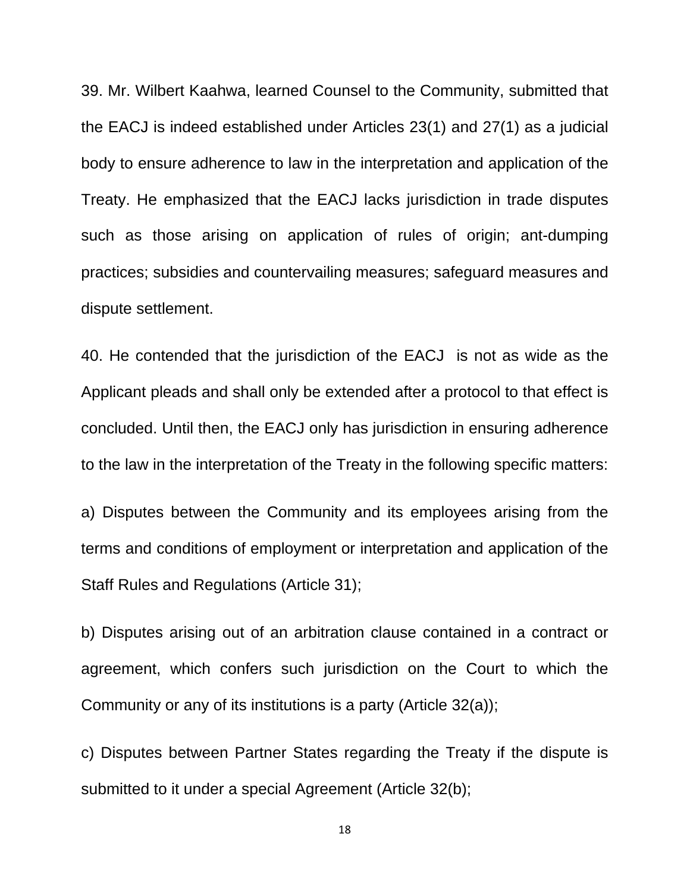39. Mr. Wilbert Kaahwa, learned Counsel to the Community, submitted that the EACJ is indeed established under Articles 23(1) and 27(1) as a judicial body to ensure adherence to law in the interpretation and application of the Treaty. He emphasized that the EACJ lacks jurisdiction in trade disputes such as those arising on application of rules of origin; ant-dumping practices; subsidies and countervailing measures; safeguard measures and dispute settlement.

40. He contended that the jurisdiction of the EACJ  is not as wide as the Applicant pleads and shall only be extended after a protocol to that effect is concluded. Until then, the EACJ only has jurisdiction in ensuring adherence to the law in the interpretation of the Treaty in the following specific matters:

a) Disputes between the Community and its employees arising from the terms and conditions of employment or interpretation and application of the Staff Rules and Regulations (Article 31);

b) Disputes arising out of an arbitration clause contained in a contract or agreement, which confers such jurisdiction on the Court to which the Community or any of its institutions is a party (Article 32(a));

c) Disputes between Partner States regarding the Treaty if the dispute is submitted to it under a special Agreement (Article 32(b);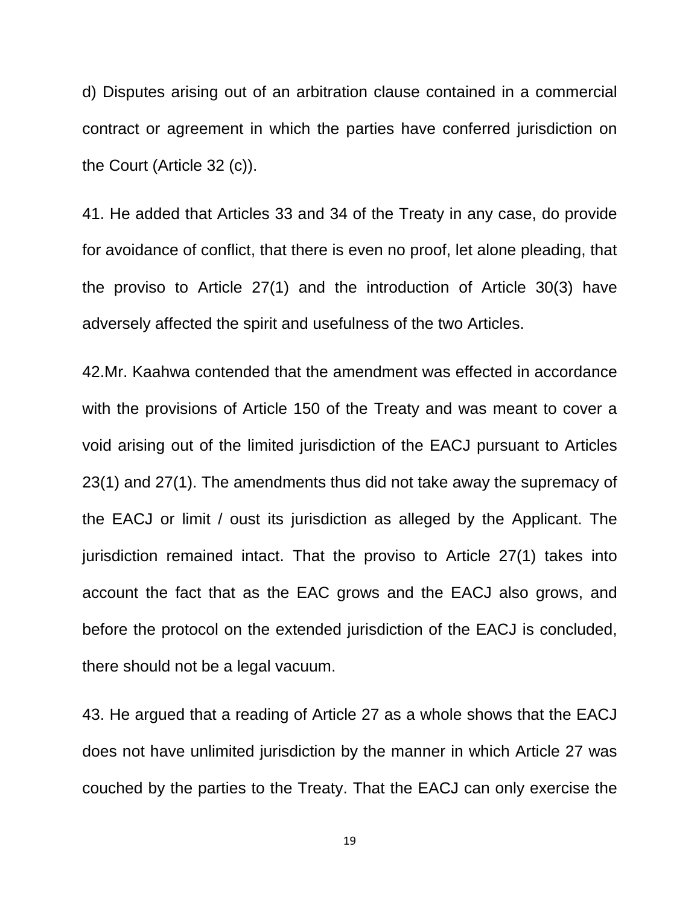d) Disputes arising out of an arbitration clause contained in a commercial contract or agreement in which the parties have conferred jurisdiction on the Court (Article 32 (c)).

41. He added that Articles 33 and 34 of the Treaty in any case, do provide for avoidance of conflict, that there is even no proof, let alone pleading, that the proviso to Article 27(1) and the introduction of Article 30(3) have adversely affected the spirit and usefulness of the two Articles.

42.Mr. Kaahwa contended that the amendment was effected in accordance with the provisions of Article 150 of the Treaty and was meant to cover a void arising out of the limited jurisdiction of the EACJ pursuant to Articles 23(1) and 27(1). The amendments thus did not take away the supremacy of the EACJ or limit / oust its jurisdiction as alleged by the Applicant. The jurisdiction remained intact. That the proviso to Article 27(1) takes into account the fact that as the EAC grows and the EACJ also grows, and before the protocol on the extended jurisdiction of the EACJ is concluded, there should not be a legal vacuum.

43. He argued that a reading of Article 27 as a whole shows that the EACJ does not have unlimited jurisdiction by the manner in which Article 27 was couched by the parties to the Treaty. That the EACJ can only exercise the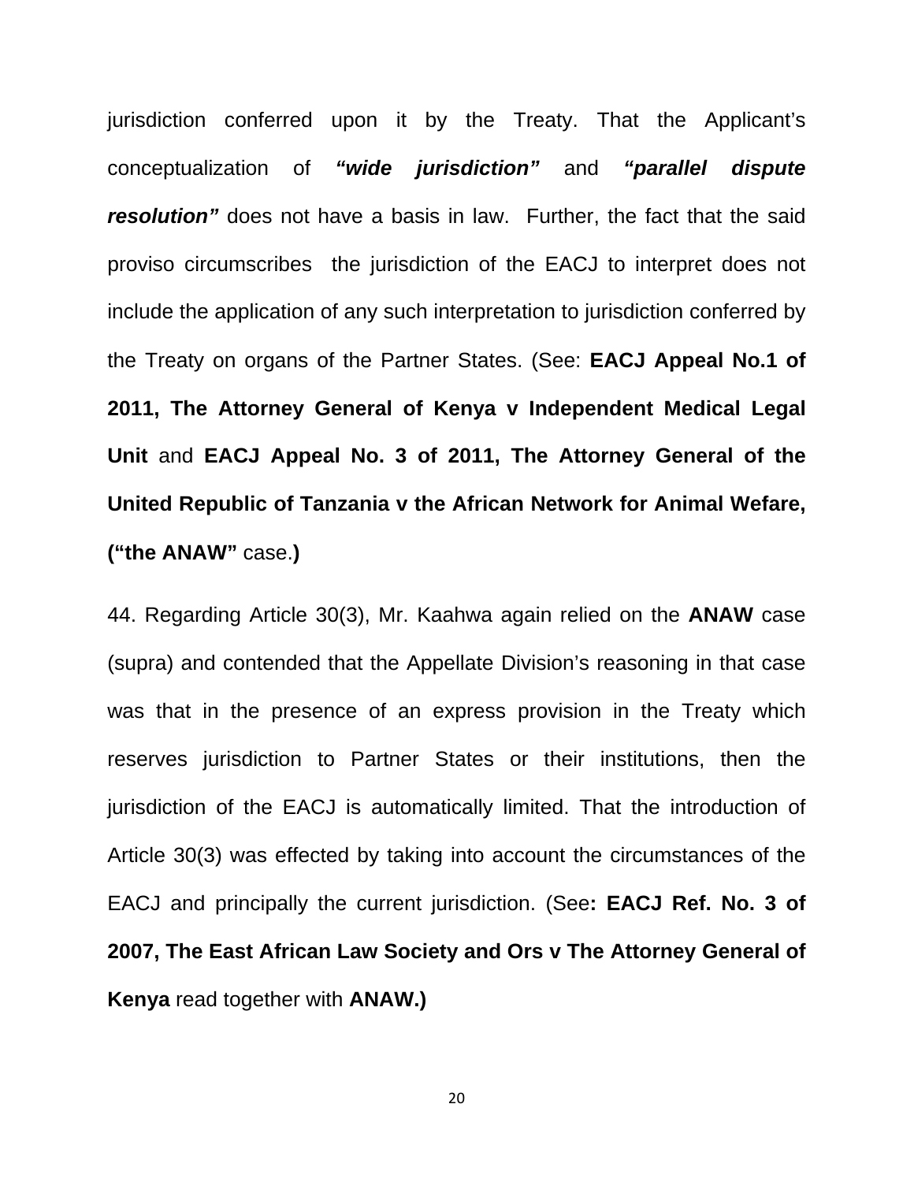jurisdiction conferred upon it by the Treaty. That the Applicant's conceptualization of ***"wide jurisdiction"*** and ***"parallel dispute resolution"*** does not have a basis in law. Further, the fact that the said proviso circumscribes the jurisdiction of the EACJ to interpret does not include the application of any such interpretation to jurisdiction conferred by the Treaty on organs of the Partner States. (See: **EACJ Appeal No.1 of 2011, The Attorney General of Kenya v Independent Medical Legal Unit** and **EACJ Appeal No. 3 of 2011, The Attorney General of the United Republic of Tanzania v the African Network for Animal Wefare, ("the ANAW"** case.**)**

44. Regarding Article 30(3), Mr. Kaahwa again relied on the **ANAW** case (supra) and contended that the Appellate Division's reasoning in that case was that in the presence of an express provision in the Treaty which reserves jurisdiction to Partner States or their institutions, then the jurisdiction of the EACJ is automatically limited. That the introduction of Article 30(3) was effected by taking into account the circumstances of the EACJ and principally the current jurisdiction. (See**: EACJ Ref. No. 3 of 2007, The East African Law Society and Ors v The Attorney General of Kenya** read together with **ANAW.)**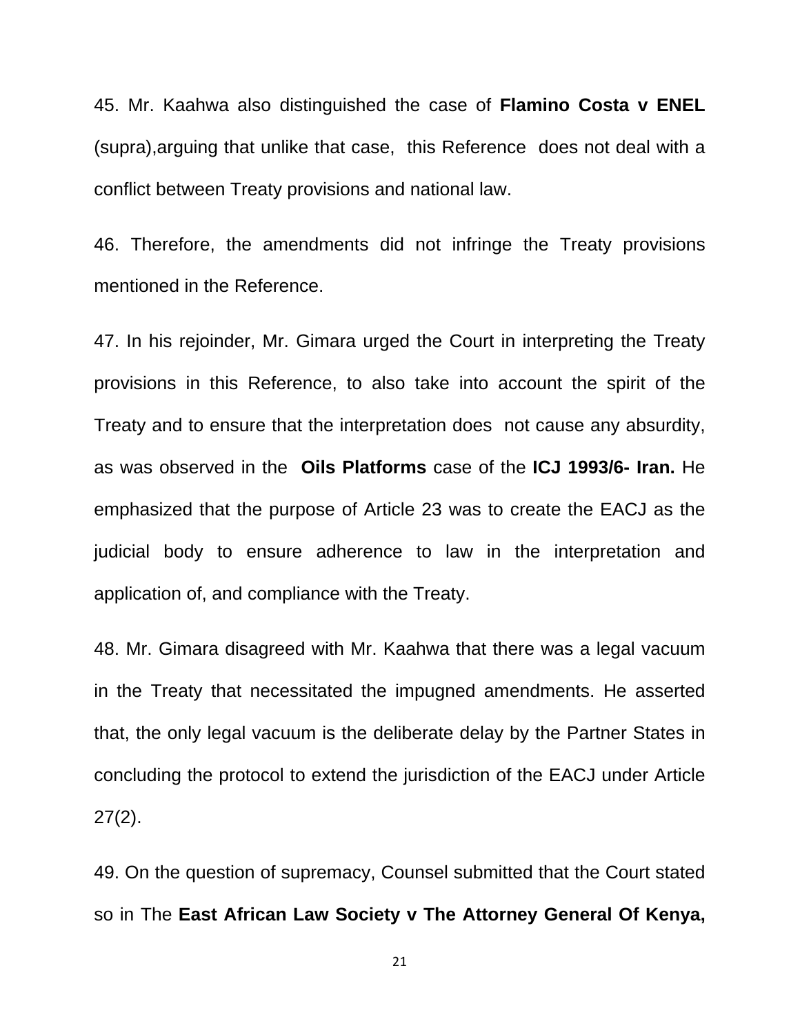45. Mr. Kaahwa also distinguished the case of **Flamino Costa v ENEL** (supra),arguing that unlike that case, this Reference does not deal with a conflict between Treaty provisions and national law.

46. Therefore, the amendments did not infringe the Treaty provisions mentioned in the Reference.

47. In his rejoinder, Mr. Gimara urged the Court in interpreting the Treaty provisions in this Reference, to also take into account the spirit of the Treaty and to ensure that the interpretation does not cause any absurdity, as was observed in the **Oils Platforms** case of the **ICJ 1993/6- Iran.** He emphasized that the purpose of Article 23 was to create the EACJ as the judicial body to ensure adherence to law in the interpretation and application of, and compliance with the Treaty.

48. Mr. Gimara disagreed with Mr. Kaahwa that there was a legal vacuum in the Treaty that necessitated the impugned amendments. He asserted that, the only legal vacuum is the deliberate delay by the Partner States in concluding the protocol to extend the jurisdiction of the EACJ under Article 27(2).

49. On the question of supremacy, Counsel submitted that the Court stated so in The **East African Law Society v The Attorney General Of Kenya,**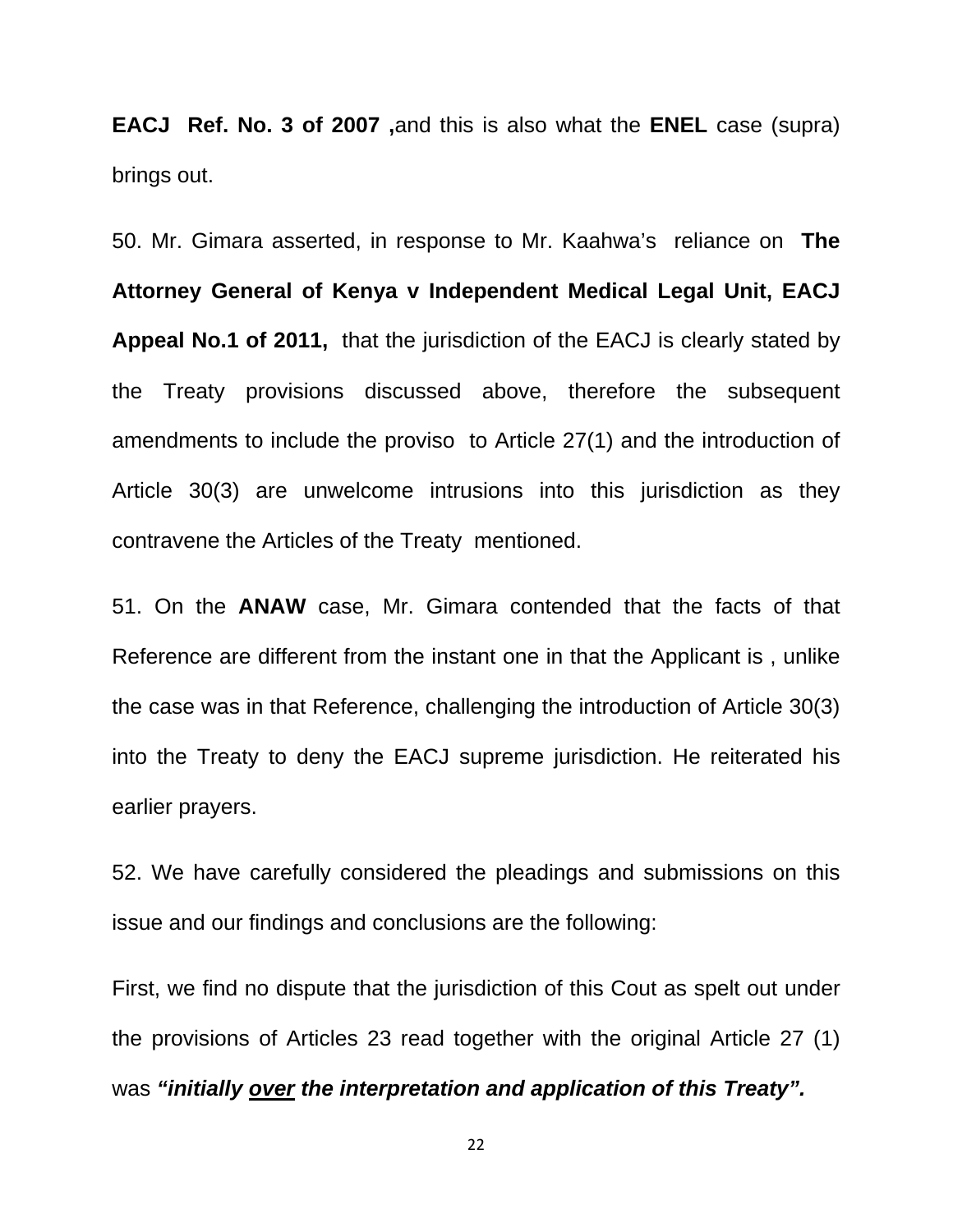**EACJ Ref. No. 3 of 2007 ,**and this is also what the **ENEL** case (supra) brings out.

50. Mr. Gimara asserted, in response to Mr. Kaahwa's reliance on **The Attorney General of Kenya v Independent Medical Legal Unit, EACJ Appeal No.1 of 2011,** that the jurisdiction of the EACJ is clearly stated by the Treaty provisions discussed above, therefore the subsequent amendments to include the proviso to Article 27(1) and the introduction of Article 30(3) are unwelcome intrusions into this jurisdiction as they contravene the Articles of the Treaty mentioned.

51. On the **ANAW** case, Mr. Gimara contended that the facts of that Reference are different from the instant one in that the Applicant is , unlike the case was in that Reference, challenging the introduction of Article 30(3) into the Treaty to deny the EACJ supreme jurisdiction. He reiterated his earlier prayers.

52. We have carefully considered the pleadings and submissions on this issue and our findings and conclusions are the following:

First, we find no dispute that the jurisdiction of this Cout as spelt out under the provisions of Articles 23 read together with the original Article 27 (1) was ***"initially <u>over</u> the interpretation and application of this Treaty".***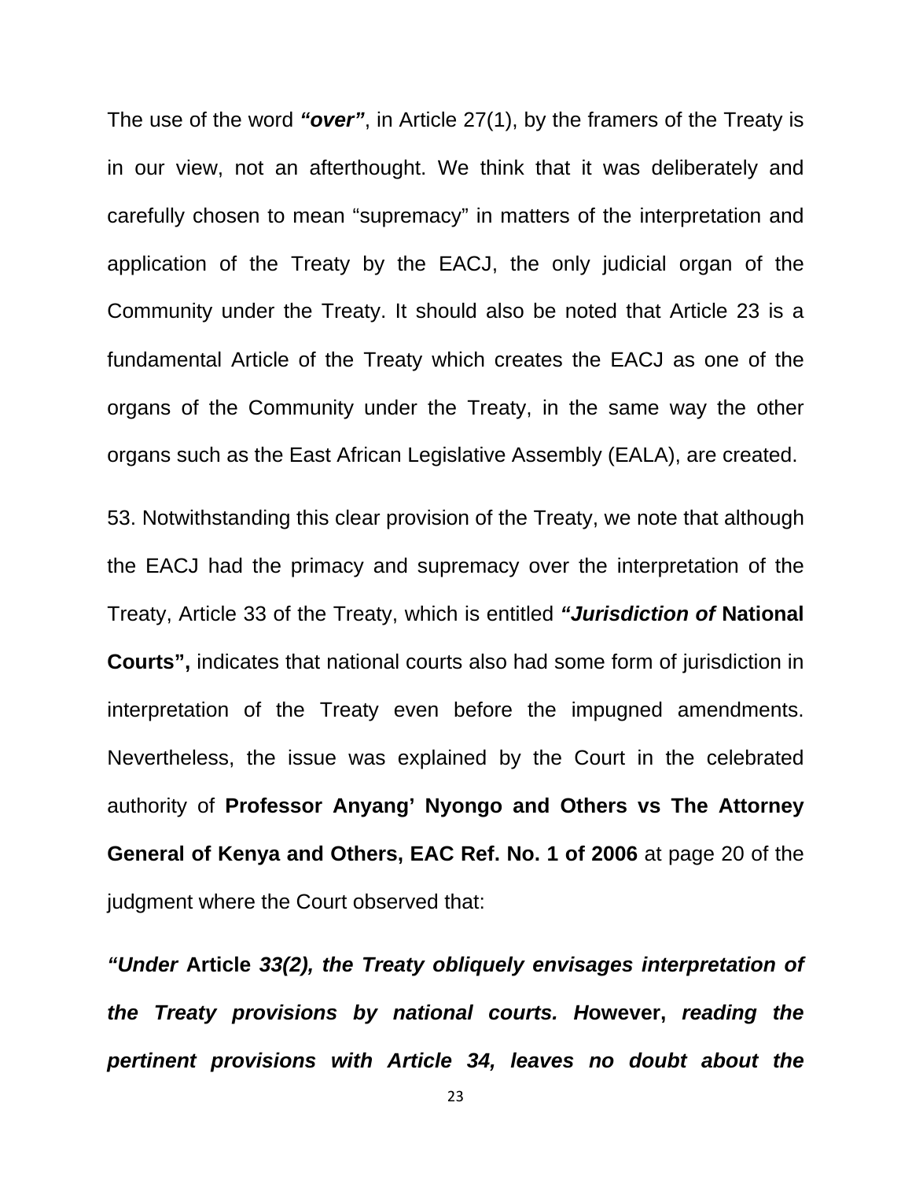The use of the word ***"over"***, in Article 27(1), by the framers of the Treaty is in our view, not an afterthought. We think that it was deliberately and carefully chosen to mean "supremacy" in matters of the interpretation and application of the Treaty by the EACJ, the only judicial organ of the Community under the Treaty. It should also be noted that Article 23 is a fundamental Article of the Treaty which creates the EACJ as one of the organs of the Community under the Treaty, in the same way the other organs such as the East African Legislative Assembly (EALA), are created.

53. Notwithstanding this clear provision of the Treaty, we note that although the EACJ had the primacy and supremacy over the interpretation of the Treaty, Article 33 of the Treaty, which is entitled ***"Jurisdiction of* National Courts",** indicates that national courts also had some form of jurisdiction in interpretation of the Treaty even before the impugned amendments. Nevertheless, the issue was explained by the Court in the celebrated authority of **Professor Anyang' Nyongo and Others vs The Attorney General of Kenya and Others, EAC Ref. No. 1 of 2006** at page 20 of the judgment where the Court observed that:

***"Under* Article *33(2), the Treaty obliquely envisages interpretation of the Treaty provisions by national courts. H*owever, *reading the pertinent provisions with Article 34, leaves no doubt about the***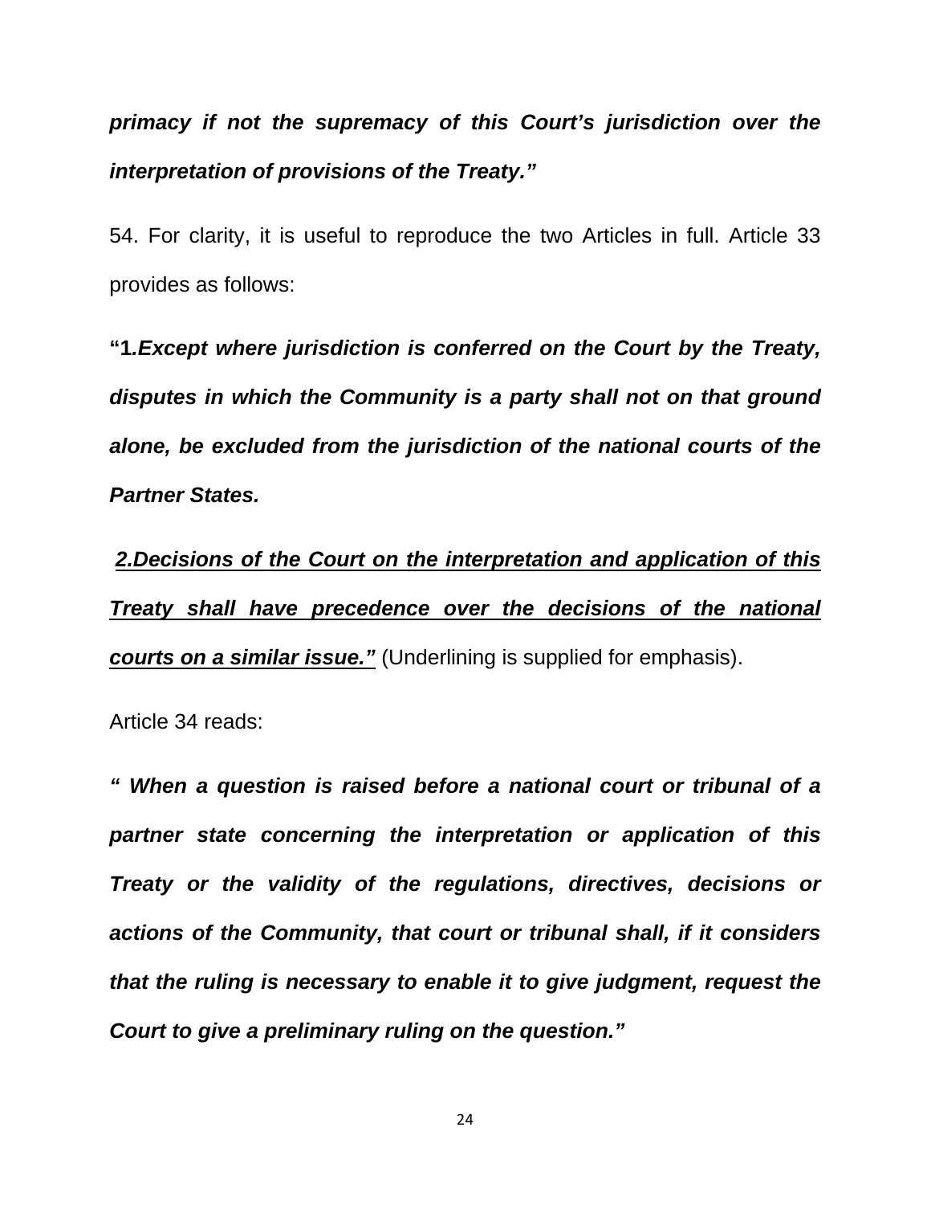***primacy if not the supremacy of this Court's jurisdiction over the interpretation of provisions of the Treaty."***

54. For clarity, it is useful to reproduce the two Articles in full. Article 33 provides as follows:

**"1*.Except where jurisdiction is conferred on the Court by the Treaty, disputes in which the Community is a party shall not on that ground alone, be excluded from the jurisdiction of the national courts of the Partner States.***

***<u>2.Decisions of the Court on the interpretation and application of this Treaty shall have precedence over the decisions of the national courts on a similar issue."</u>*** (Underlining is supplied for emphasis).

Article 34 reads:

***" When a question is raised before a national court or tribunal of a partner state concerning the interpretation or application of this Treaty or the validity of the regulations, directives, decisions or actions of the Community, that court or tribunal shall, if it considers that the ruling is necessary to enable it to give judgment, request the Court to give a preliminary ruling on the question."***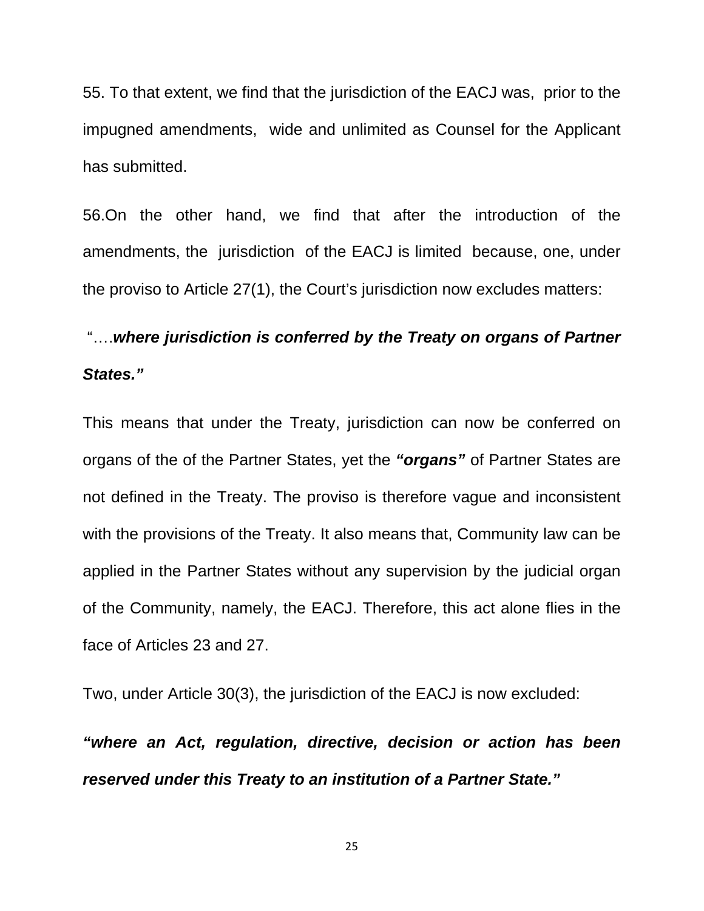55. To that extent, we find that the jurisdiction of the EACJ was, prior to the impugned amendments, wide and unlimited as Counsel for the Applicant has submitted.

56.On the other hand, we find that after the introduction of the amendments, the jurisdiction of the EACJ is limited because, one, under the proviso to Article 27(1), the Court's jurisdiction now excludes matters:

"….***where jurisdiction is conferred by the Treaty on organs of Partner States."***

This means that under the Treaty, jurisdiction can now be conferred on organs of the of the Partner States, yet the ***"organs"*** of Partner States are not defined in the Treaty. The proviso is therefore vague and inconsistent with the provisions of the Treaty. It also means that, Community law can be applied in the Partner States without any supervision by the judicial organ of the Community, namely, the EACJ. Therefore, this act alone flies in the face of Articles 23 and 27.

Two, under Article 30(3), the jurisdiction of the EACJ is now excluded:

***"where an Act, regulation, directive, decision or action has been reserved under this Treaty to an institution of a Partner State."***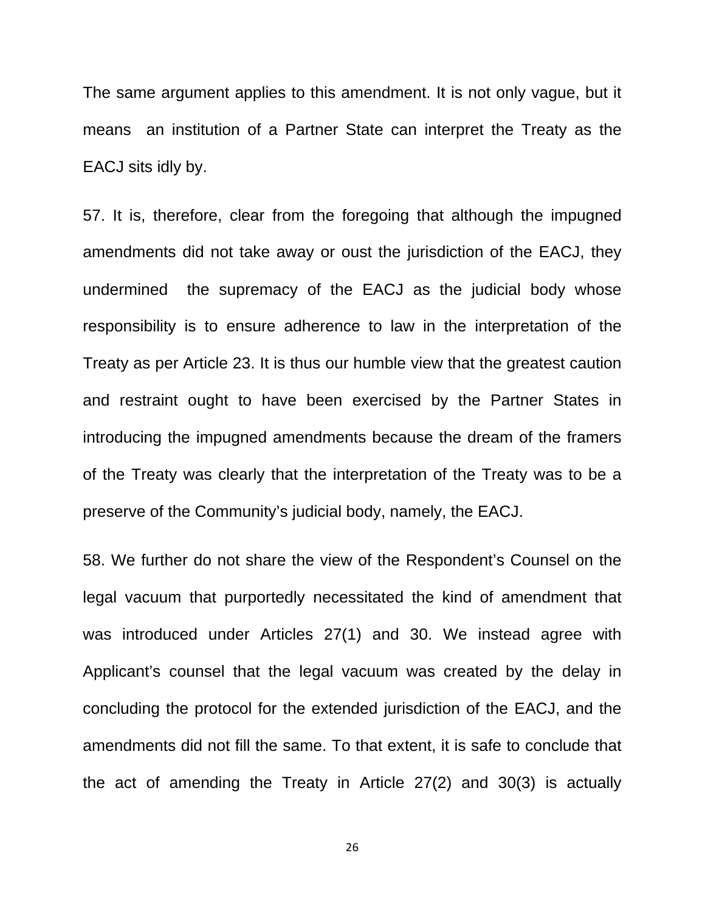The same argument applies to this amendment. It is not only vague, but it means an institution of a Partner State can interpret the Treaty as the EACJ sits idly by.

57. It is, therefore, clear from the foregoing that although the impugned amendments did not take away or oust the jurisdiction of the EACJ, they undermined the supremacy of the EACJ as the judicial body whose responsibility is to ensure adherence to law in the interpretation of the Treaty as per Article 23. It is thus our humble view that the greatest caution and restraint ought to have been exercised by the Partner States in introducing the impugned amendments because the dream of the framers of the Treaty was clearly that the interpretation of the Treaty was to be a preserve of the Community's judicial body, namely, the EACJ.

58. We further do not share the view of the Respondent's Counsel on the legal vacuum that purportedly necessitated the kind of amendment that was introduced under Articles 27(1) and 30. We instead agree with Applicant's counsel that the legal vacuum was created by the delay in concluding the protocol for the extended jurisdiction of the EACJ, and the amendments did not fill the same. To that extent, it is safe to conclude that the act of amending the Treaty in Article 27(2) and 30(3) is actually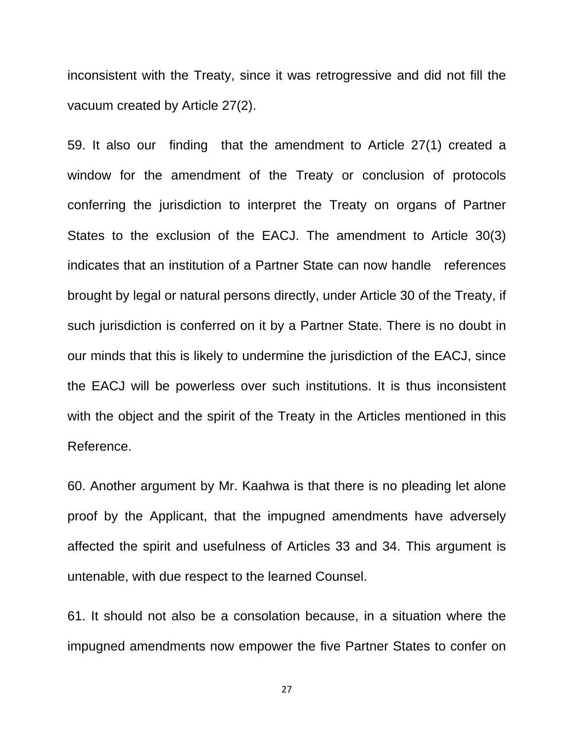inconsistent with the Treaty, since it was retrogressive and did not fill the vacuum created by Article 27(2).

59. It also our finding that the amendment to Article 27(1) created a window for the amendment of the Treaty or conclusion of protocols conferring the jurisdiction to interpret the Treaty on organs of Partner States to the exclusion of the EACJ. The amendment to Article 30(3) indicates that an institution of a Partner State can now handle references brought by legal or natural persons directly, under Article 30 of the Treaty, if such jurisdiction is conferred on it by a Partner State. There is no doubt in our minds that this is likely to undermine the jurisdiction of the EACJ, since the EACJ will be powerless over such institutions. It is thus inconsistent with the object and the spirit of the Treaty in the Articles mentioned in this Reference.

60. Another argument by Mr. Kaahwa is that there is no pleading let alone proof by the Applicant, that the impugned amendments have adversely affected the spirit and usefulness of Articles 33 and 34. This argument is untenable, with due respect to the learned Counsel.

61. It should not also be a consolation because, in a situation where the impugned amendments now empower the five Partner States to confer on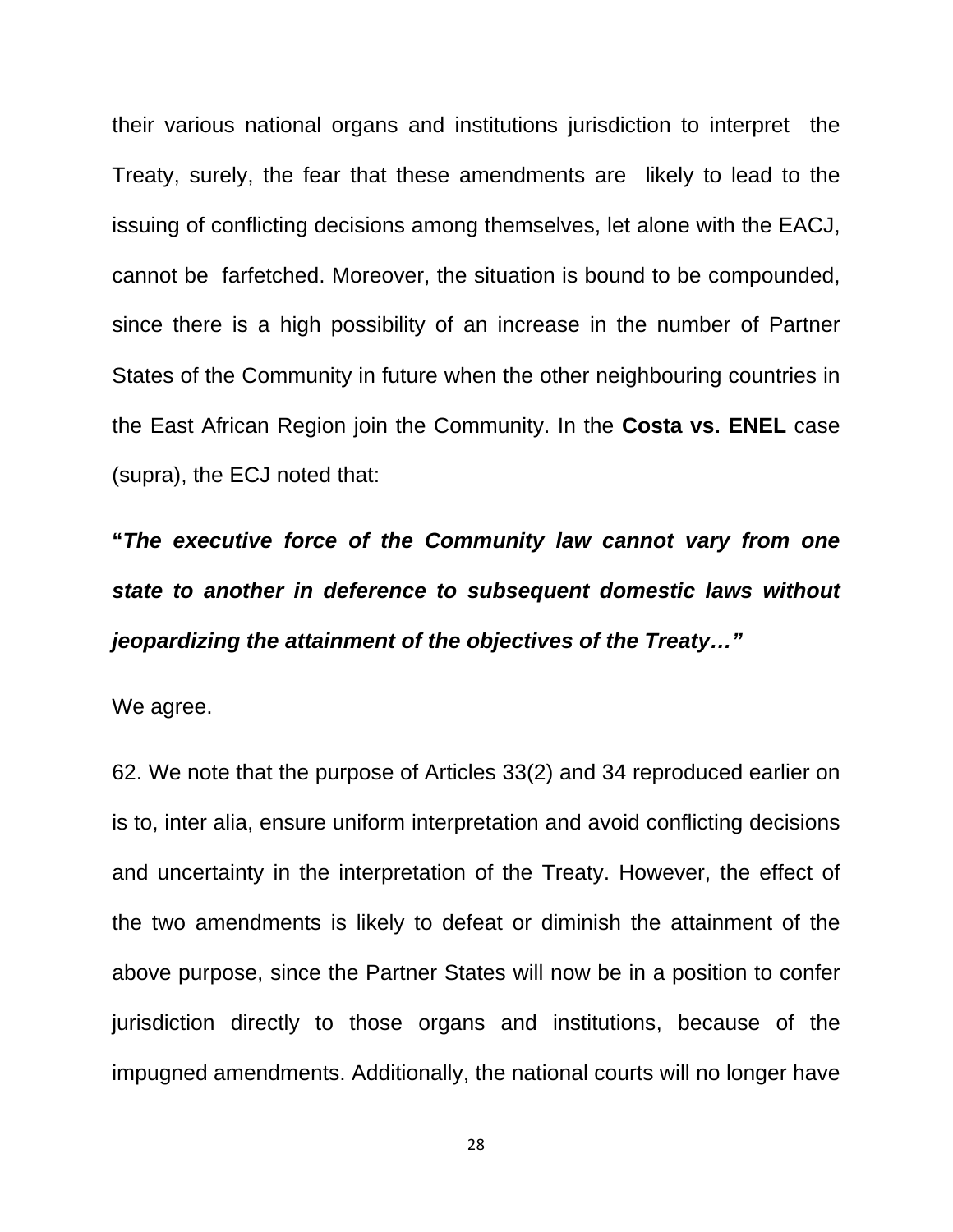their various national organs and institutions jurisdiction to interpret the Treaty, surely, the fear that these amendments are likely to lead to the issuing of conflicting decisions among themselves, let alone with the EACJ, cannot be farfetched. Moreover, the situation is bound to be compounded, since there is a high possibility of an increase in the number of Partner States of the Community in future when the other neighbouring countries in the East African Region join the Community. In the **Costa vs. ENEL** case (supra), the ECJ noted that:

**"*The executive force of the Community law cannot vary from one state to another in deference to subsequent domestic laws without jeopardizing the attainment of the objectives of the Treaty…"***

We agree.

62. We note that the purpose of Articles 33(2) and 34 reproduced earlier on is to, inter alia, ensure uniform interpretation and avoid conflicting decisions and uncertainty in the interpretation of the Treaty. However, the effect of the two amendments is likely to defeat or diminish the attainment of the above purpose, since the Partner States will now be in a position to confer jurisdiction directly to those organs and institutions, because of the impugned amendments. Additionally, the national courts will no longer have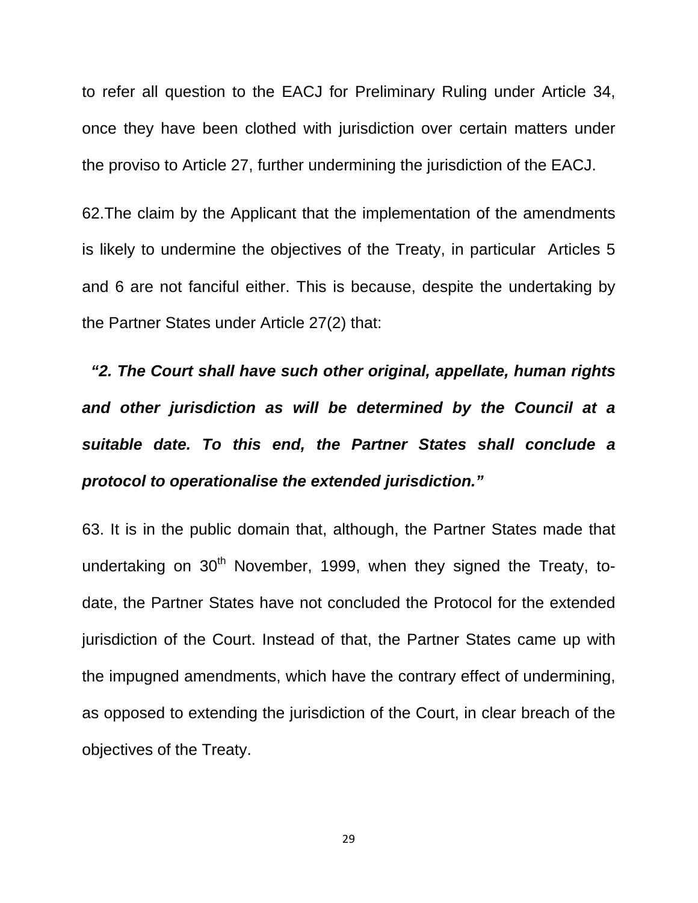to refer all question to the EACJ for Preliminary Ruling under Article 34, once they have been clothed with jurisdiction over certain matters under the proviso to Article 27, further undermining the jurisdiction of the EACJ.

62.The claim by the Applicant that the implementation of the amendments is likely to undermine the objectives of the Treaty, in particular Articles 5 and 6 are not fanciful either. This is because, despite the undertaking by the Partner States under Article 27(2) that:

***"2. The Court shall have such other original, appellate, human rights and other jurisdiction as will be determined by the Council at a suitable date. To this end, the Partner States shall conclude a protocol to operationalise the extended jurisdiction."***

63. It is in the public domain that, although, the Partner States made that undertaking on 30th November, 1999, when they signed the Treaty, to-date, the Partner States have not concluded the Protocol for the extended jurisdiction of the Court. Instead of that, the Partner States came up with the impugned amendments, which have the contrary effect of undermining, as opposed to extending the jurisdiction of the Court, in clear breach of the objectives of the Treaty.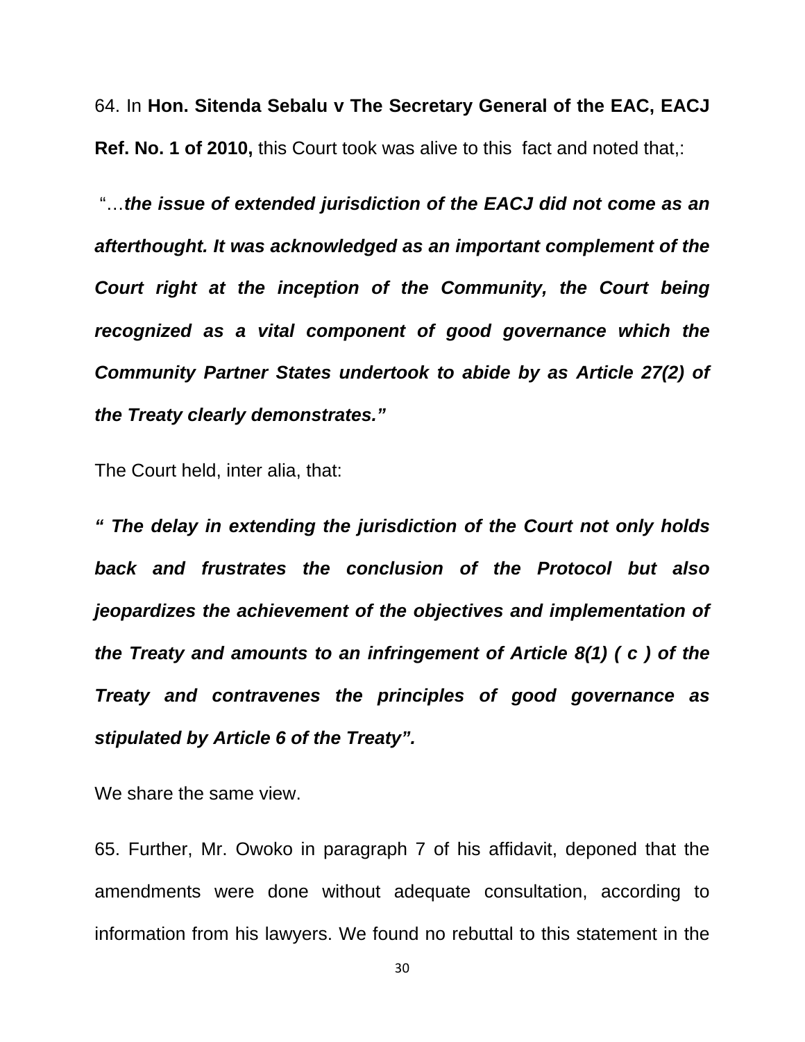64. In **Hon. Sitenda Sebalu v The Secretary General of the EAC, EACJ Ref. No. 1 of 2010,** this Court took was alive to this fact and noted that,:

"…***the issue of extended jurisdiction of the EACJ did not come as an afterthought. It was acknowledged as an important complement of the Court right at the inception of the Community, the Court being recognized as a vital component of good governance which the Community Partner States undertook to abide by as Article 27(2) of the Treaty clearly demonstrates."***

The Court held, inter alia, that:

***" The delay in extending the jurisdiction of the Court not only holds back and frustrates the conclusion of the Protocol but also jeopardizes the achievement of the objectives and implementation of the Treaty and amounts to an infringement of Article 8(1) ( c ) of the Treaty and contravenes the principles of good governance as stipulated by Article 6 of the Treaty".***

We share the same view.

65. Further, Mr. Owoko in paragraph 7 of his affidavit, deponed that the amendments were done without adequate consultation, according to information from his lawyers. We found no rebuttal to this statement in the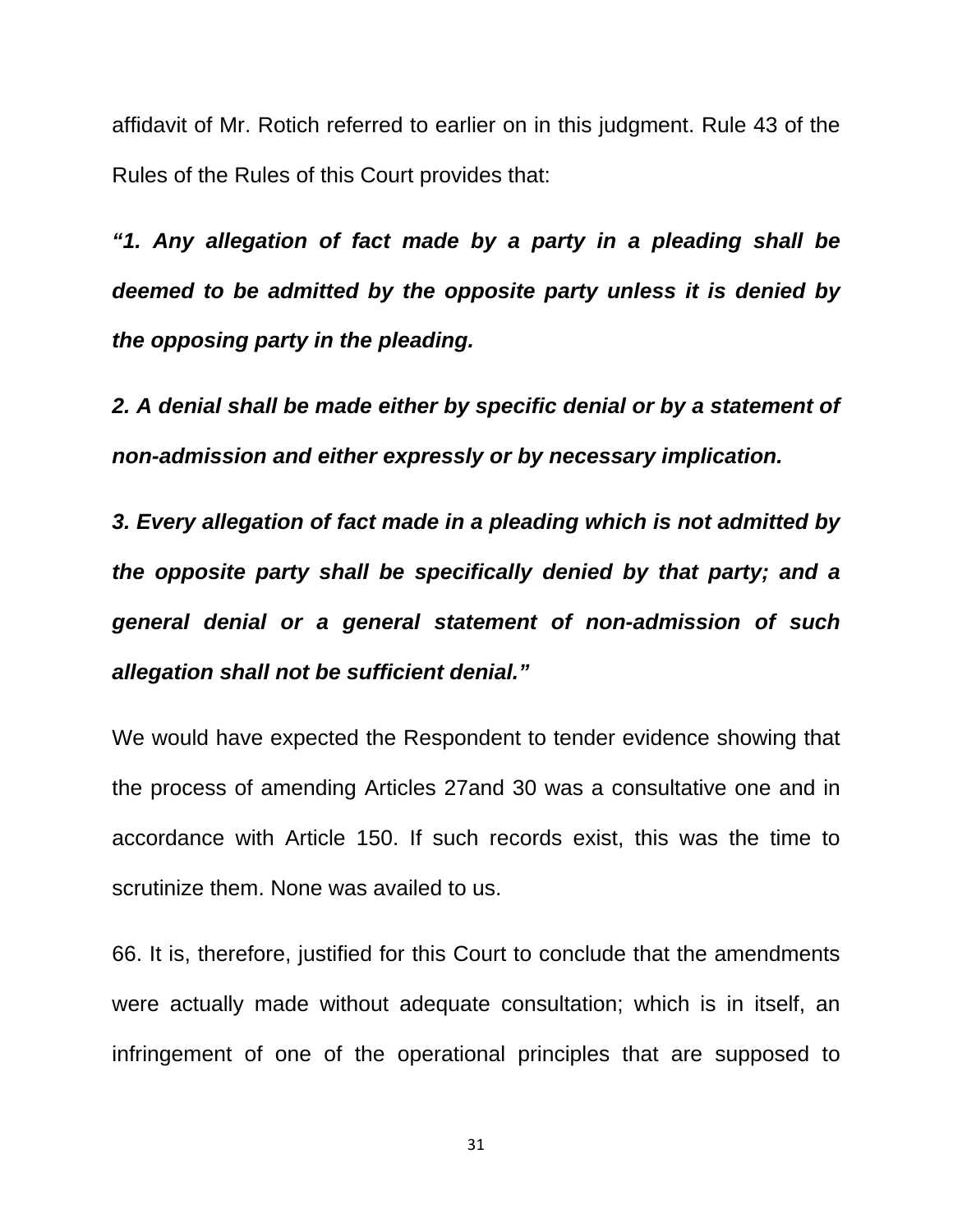affidavit of Mr. Rotich referred to earlier on in this judgment. Rule 43 of the Rules of the Rules of this Court provides that:

***"1. Any allegation of fact made by a party in a pleading shall be deemed to be admitted by the opposite party unless it is denied by the opposing party in the pleading.***

***2. A denial shall be made either by specific denial or by a statement of non-admission and either expressly or by necessary implication.***

***3. Every allegation of fact made in a pleading which is not admitted by the opposite party shall be specifically denied by that party; and a general denial or a general statement of non-admission of such allegation shall not be sufficient denial."***

We would have expected the Respondent to tender evidence showing that the process of amending Articles 27and 30 was a consultative one and in accordance with Article 150. If such records exist, this was the time to scrutinize them. None was availed to us.

66. It is, therefore, justified for this Court to conclude that the amendments were actually made without adequate consultation; which is in itself, an infringement of one of the operational principles that are supposed to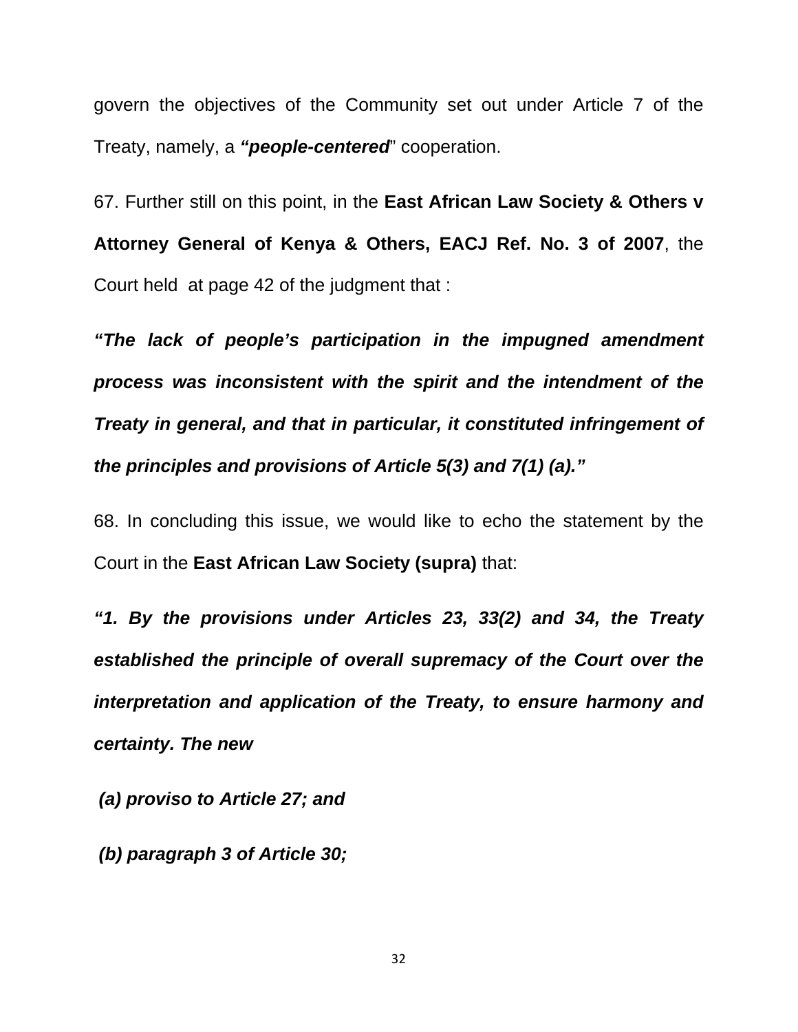govern the objectives of the Community set out under Article 7 of the Treaty, namely, a ***"people-centered***" cooperation.

67. Further still on this point, in the **East African Law Society & Others v Attorney General of Kenya & Others, EACJ Ref. No. 3 of 2007**, the Court held at page 42 of the judgment that :

***"The lack of people's participation in the impugned amendment process was inconsistent with the spirit and the intendment of the Treaty in general, and that in particular, it constituted infringement of the principles and provisions of Article 5(3) and 7(1) (a)."***

68. In concluding this issue, we would like to echo the statement by the Court in the **East African Law Society (supra)** that:

***"1. By the provisions under Articles 23, 33(2) and 34, the Treaty established the principle of overall supremacy of the Court over the interpretation and application of the Treaty, to ensure harmony and certainty. The new***

***(a) proviso to Article 27; and***

***(b) paragraph 3 of Article 30;***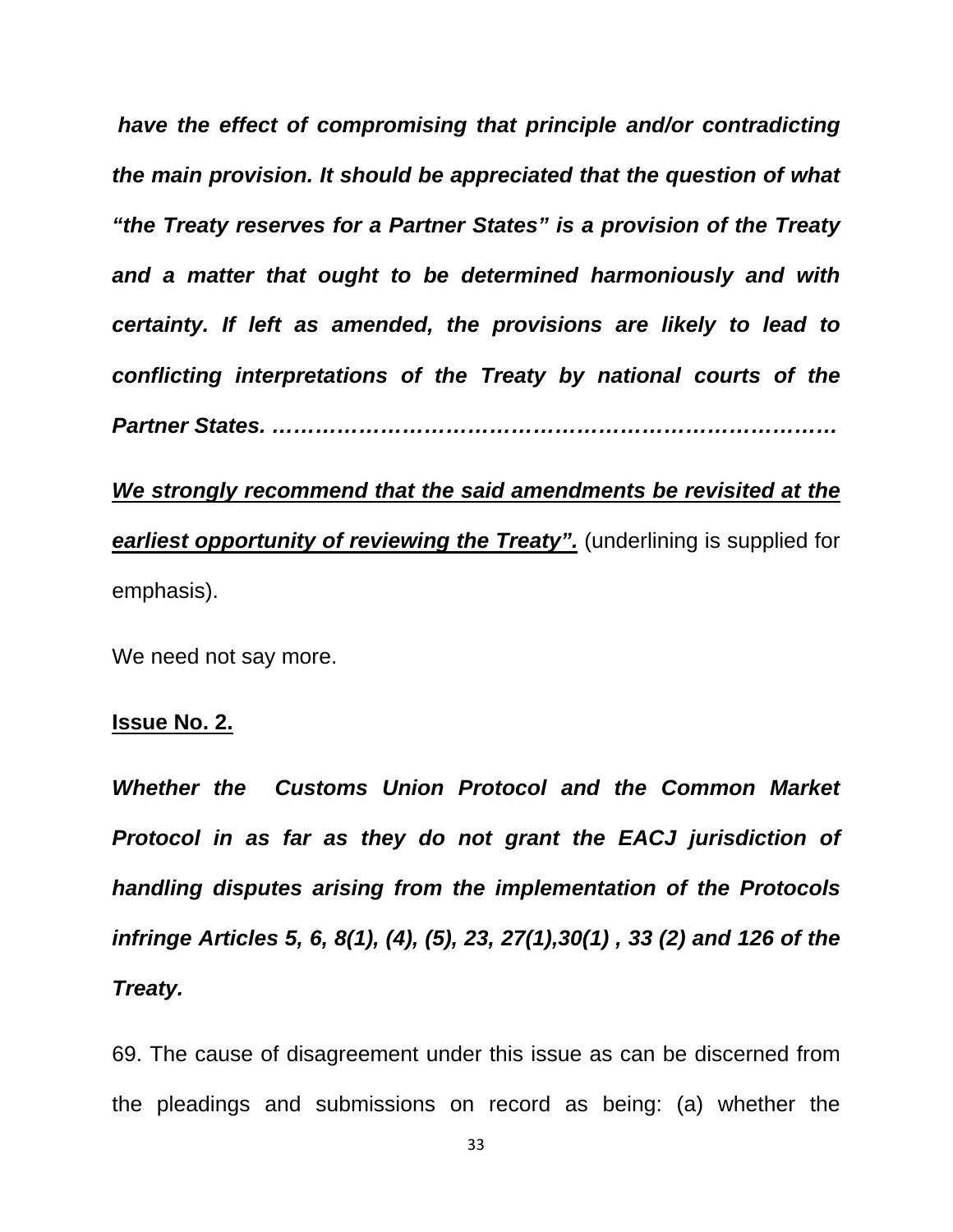*have the effect of compromising that principle and/or contradicting the main provision. It should be appreciated that the question of what "the Treaty reserves for a Partner States" is a provision of the Treaty and a matter that ought to be determined harmoniously and with certainty. If left as amended, the provisions are likely to lead to conflicting interpretations of the Treaty by national courts of the Partner States. …………………………………………………………………*

***We strongly recommend that the said amendments be revisited at the earliest opportunity of reviewing the Treaty".*** (underlining is supplied for emphasis).

We need not say more.

**Issue No. 2.**

***Whether the Customs Union Protocol and the Common Market Protocol in as far as they do not grant the EACJ jurisdiction of handling disputes arising from the implementation of the Protocols infringe Articles 5, 6, 8(1), (4), (5), 23, 27(1),30(1) , 33 (2) and 126 of the Treaty.***

69. The cause of disagreement under this issue as can be discerned from the pleadings and submissions on record as being: (a) whether the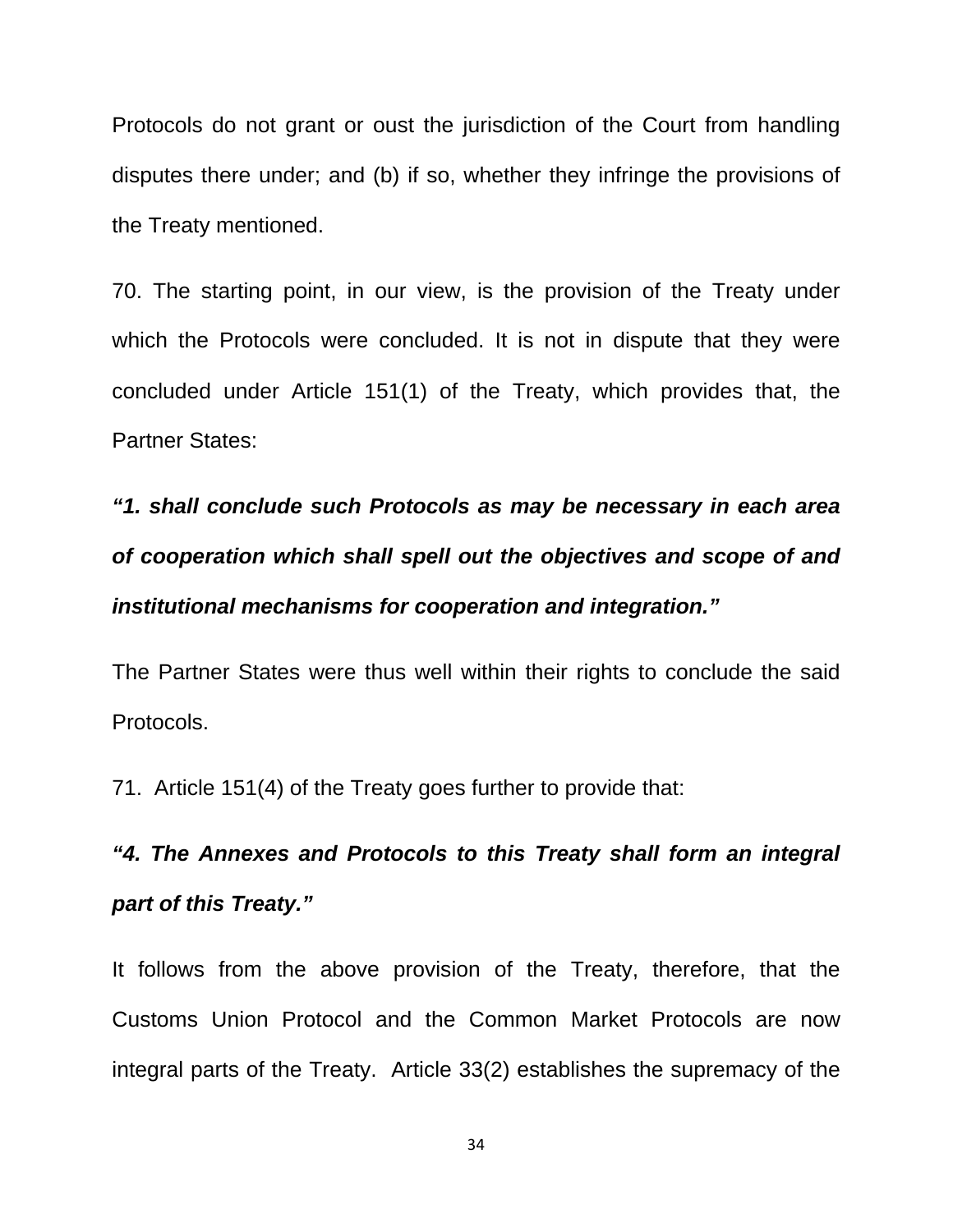Protocols do not grant or oust the jurisdiction of the Court from handling disputes there under; and (b) if so, whether they infringe the provisions of the Treaty mentioned.

70. The starting point, in our view, is the provision of the Treaty under which the Protocols were concluded. It is not in dispute that they were concluded under Article 151(1) of the Treaty, which provides that, the Partner States:

***"1. shall conclude such Protocols as may be necessary in each area of cooperation which shall spell out the objectives and scope of and institutional mechanisms for cooperation and integration."***

The Partner States were thus well within their rights to conclude the said Protocols.

71. Article 151(4) of the Treaty goes further to provide that:

***"4. The Annexes and Protocols to this Treaty shall form an integral part of this Treaty."***

It follows from the above provision of the Treaty, therefore, that the Customs Union Protocol and the Common Market Protocols are now integral parts of the Treaty. Article 33(2) establishes the supremacy of the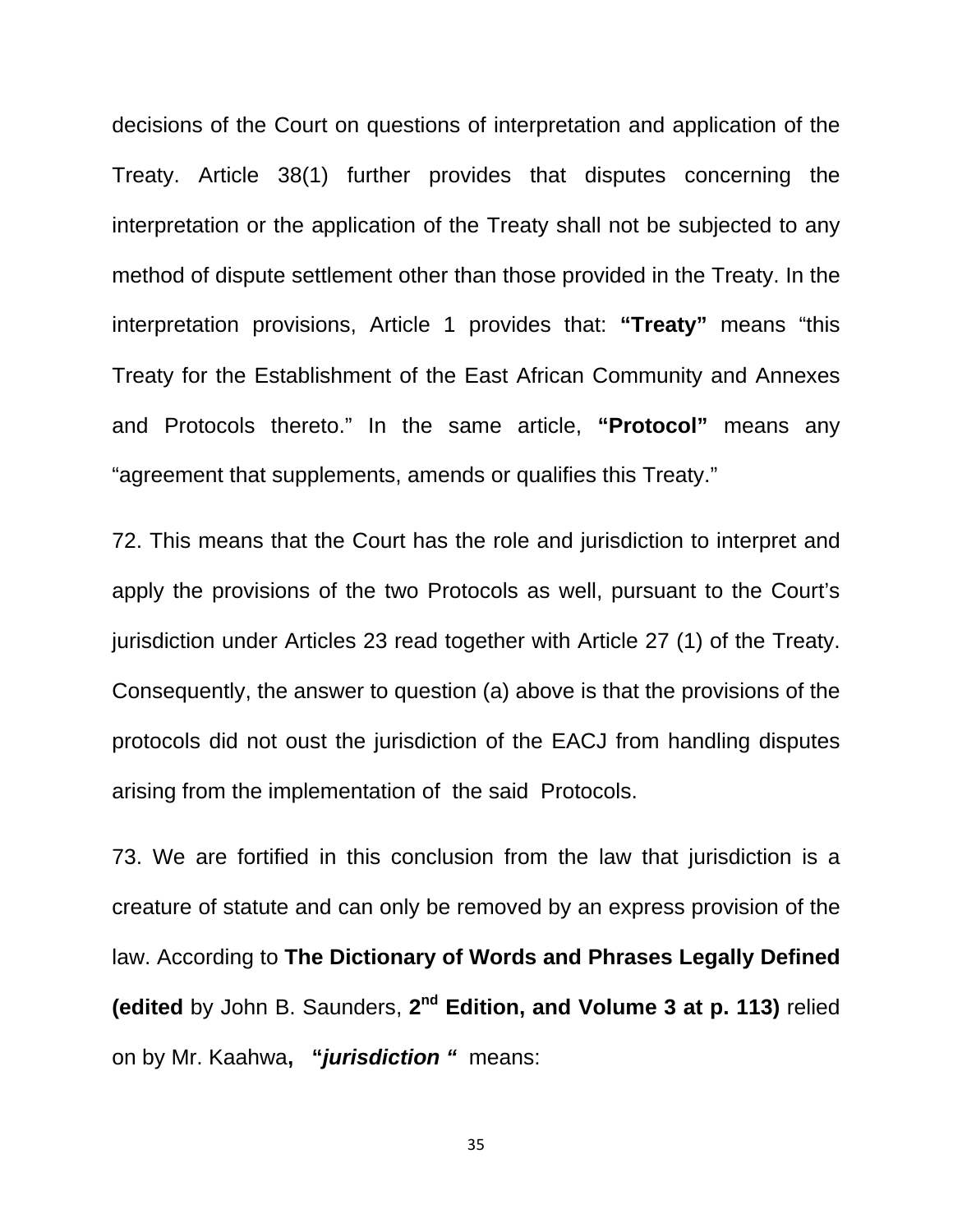decisions of the Court on questions of interpretation and application of the Treaty. Article 38(1) further provides that disputes concerning the interpretation or the application of the Treaty shall not be subjected to any method of dispute settlement other than those provided in the Treaty. In the interpretation provisions, Article 1 provides that: **"Treaty"** means "this Treaty for the Establishment of the East African Community and Annexes and Protocols thereto." In the same article, **"Protocol"** means any "agreement that supplements, amends or qualifies this Treaty."

72. This means that the Court has the role and jurisdiction to interpret and apply the provisions of the two Protocols as well, pursuant to the Court's jurisdiction under Articles 23 read together with Article 27 (1) of the Treaty. Consequently, the answer to question (a) above is that the provisions of the protocols did not oust the jurisdiction of the EACJ from handling disputes arising from the implementation of the said Protocols.

73. We are fortified in this conclusion from the law that jurisdiction is a creature of statute and can only be removed by an express provision of the law. According to **The Dictionary of Words and Phrases Legally Defined (edited** by John B. Saunders, **2nd Edition, and Volume 3 at p. 113)** relied on by Mr. Kaahwa**, "*jurisdiction* "** means: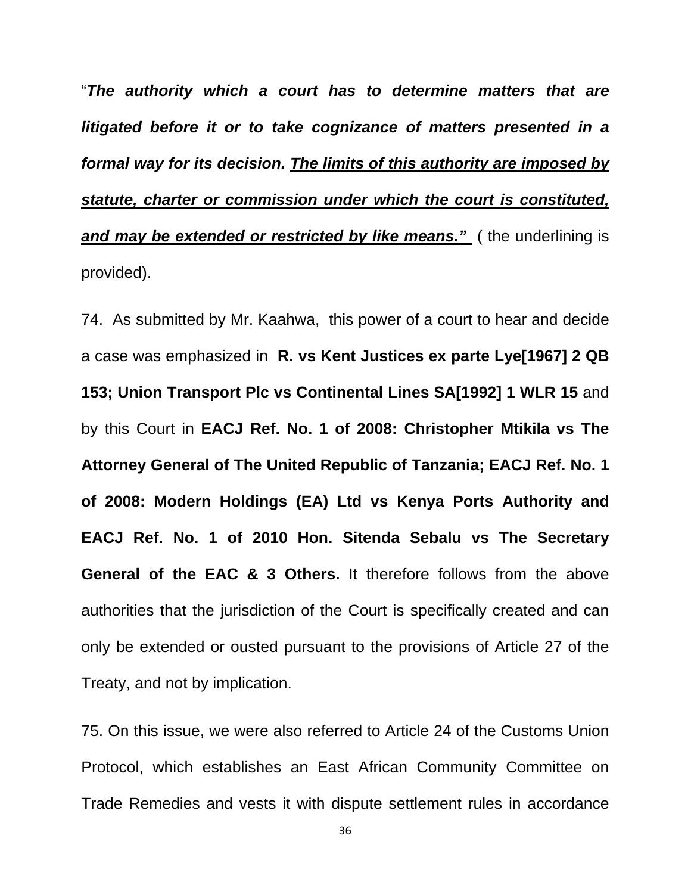"***The authority which a court has to determine matters that are litigated before it or to take cognizance of matters presented in a formal way for its decision. <u>The limits of this authority are imposed by statute, charter or commission under which the court is constituted, and may be extended or restricted by like means.</u>"*** ( the underlining is provided).

74. As submitted by Mr. Kaahwa, this power of a court to hear and decide a case was emphasized in **R. vs Kent Justices ex parte Lye[1967] 2 QB 153; Union Transport Plc vs Continental Lines SA[1992] 1 WLR 15** and by this Court in **EACJ Ref. No. 1 of 2008: Christopher Mtikila vs The Attorney General of The United Republic of Tanzania; EACJ Ref. No. 1 of 2008: Modern Holdings (EA) Ltd vs Kenya Ports Authority and EACJ Ref. No. 1 of 2010 Hon. Sitenda Sebalu vs The Secretary General of the EAC & 3 Others.** It therefore follows from the above authorities that the jurisdiction of the Court is specifically created and can only be extended or ousted pursuant to the provisions of Article 27 of the Treaty, and not by implication.

75. On this issue, we were also referred to Article 24 of the Customs Union Protocol, which establishes an East African Community Committee on Trade Remedies and vests it with dispute settlement rules in accordance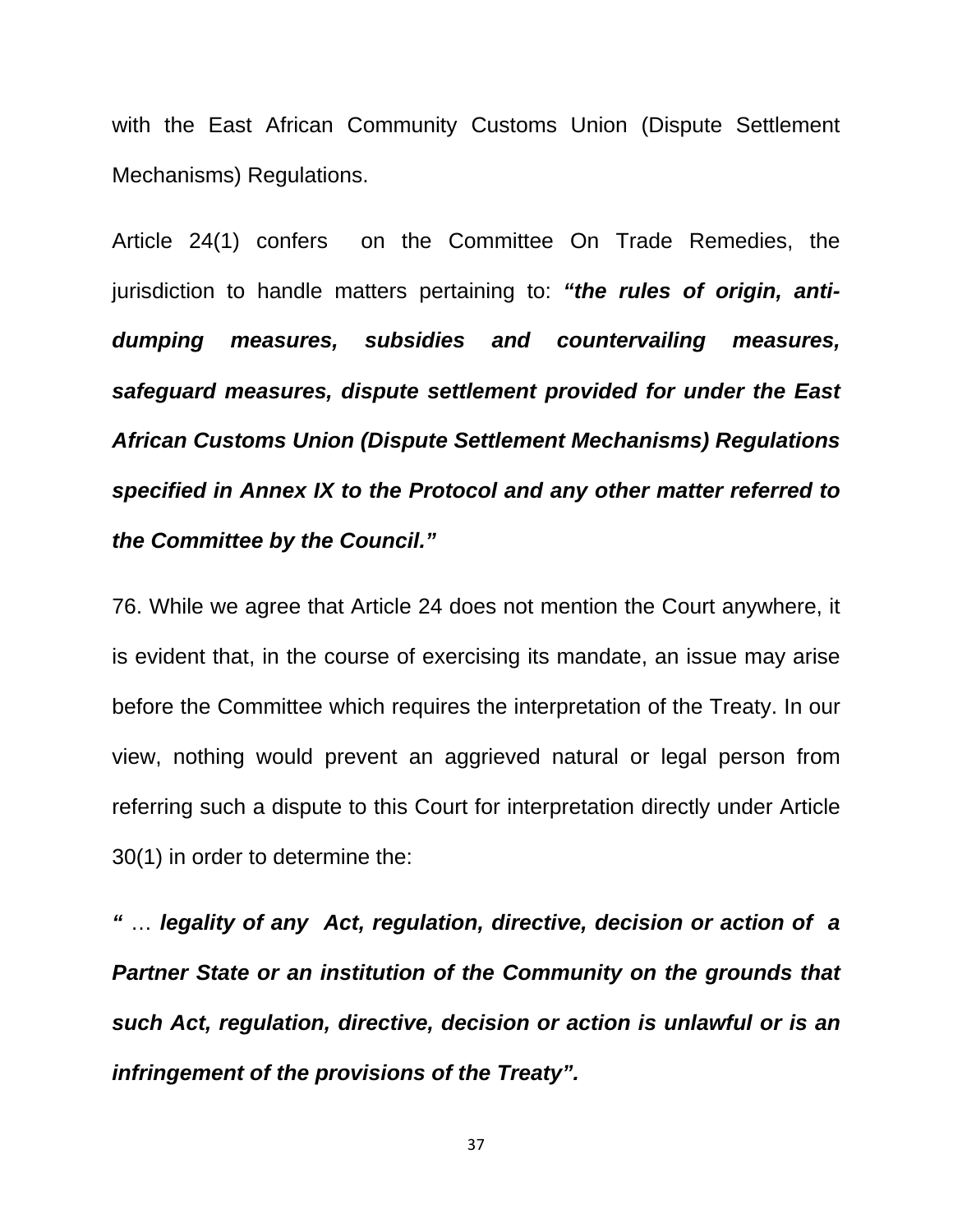with the East African Community Customs Union (Dispute Settlement Mechanisms) Regulations.

Article 24(1) confers on the Committee On Trade Remedies, the jurisdiction to handle matters pertaining to: ***"the rules of origin, anti-dumping measures, subsidies and countervailing measures, safeguard measures, dispute settlement provided for under the East African Customs Union (Dispute Settlement Mechanisms) Regulations specified in Annex IX to the Protocol and any other matter referred to the Committee by the Council."***

76. While we agree that Article 24 does not mention the Court anywhere, it is evident that, in the course of exercising its mandate, an issue may arise before the Committee which requires the interpretation of the Treaty. In our view, nothing would prevent an aggrieved natural or legal person from referring such a dispute to this Court for interpretation directly under Article 30(1) in order to determine the:

***"** … **legality of any Act, regulation, directive, decision or action of a Partner State or an institution of the Community on the grounds that such Act, regulation, directive, decision or action is unlawful or is an infringement of the provisions of the Treaty".***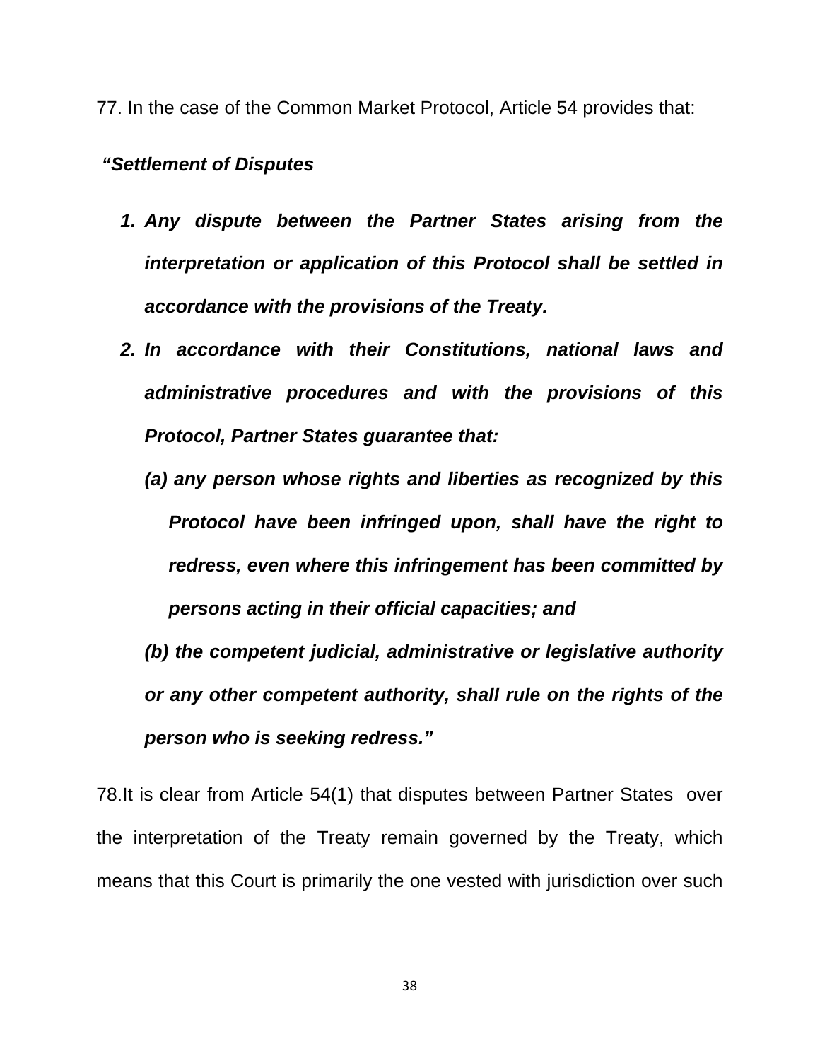77. In the case of the Common Market Protocol, Article 54 provides that:

***"Settlement of Disputes***

1. ***Any dispute between the Partner States arising from the interpretation or application of this Protocol shall be settled in accordance with the provisions of the Treaty.***
2. ***In accordance with their Constitutions, national laws and administrative procedures and with the provisions of this Protocol, Partner States guarantee that:***

   ***(a) any person whose rights and liberties as recognized by this Protocol have been infringed upon, shall have the right to redress, even where this infringement has been committed by persons acting in their official capacities; and***

   ***(b) the competent judicial, administrative or legislative authority or any other competent authority, shall rule on the rights of the person who is seeking redress."***

78.It is clear from Article 54(1) that disputes between Partner States over the interpretation of the Treaty remain governed by the Treaty, which means that this Court is primarily the one vested with jurisdiction over such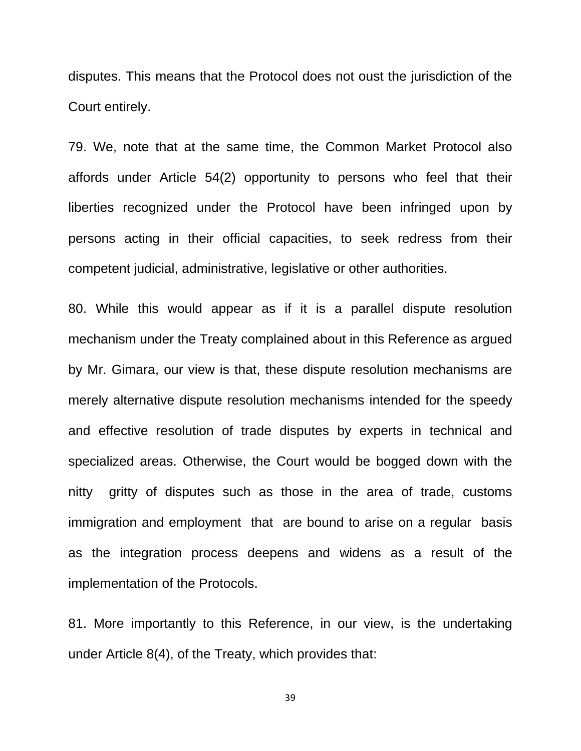disputes. This means that the Protocol does not oust the jurisdiction of the Court entirely.

79. We, note that at the same time, the Common Market Protocol also affords under Article 54(2) opportunity to persons who feel that their liberties recognized under the Protocol have been infringed upon by persons acting in their official capacities, to seek redress from their competent judicial, administrative, legislative or other authorities.

80. While this would appear as if it is a parallel dispute resolution mechanism under the Treaty complained about in this Reference as argued by Mr. Gimara, our view is that, these dispute resolution mechanisms are merely alternative dispute resolution mechanisms intended for the speedy and effective resolution of trade disputes by experts in technical and specialized areas. Otherwise, the Court would be bogged down with the nitty gritty of disputes such as those in the area of trade, customs immigration and employment that are bound to arise on a regular basis as the integration process deepens and widens as a result of the implementation of the Protocols.

81. More importantly to this Reference, in our view, is the undertaking under Article 8(4), of the Treaty, which provides that: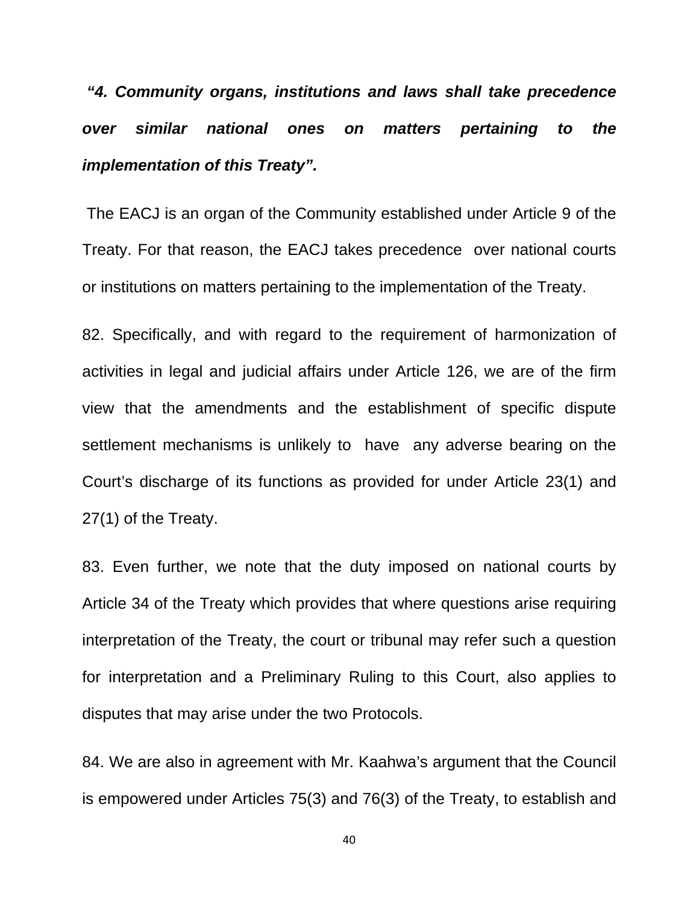***"4. Community organs, institutions and laws shall take precedence over similar national ones on matters pertaining to the implementation of this Treaty".***

The EACJ is an organ of the Community established under Article 9 of the Treaty. For that reason, the EACJ takes precedence over national courts or institutions on matters pertaining to the implementation of the Treaty.

82. Specifically, and with regard to the requirement of harmonization of activities in legal and judicial affairs under Article 126, we are of the firm view that the amendments and the establishment of specific dispute settlement mechanisms is unlikely to have any adverse bearing on the Court's discharge of its functions as provided for under Article 23(1) and 27(1) of the Treaty.

83. Even further, we note that the duty imposed on national courts by Article 34 of the Treaty which provides that where questions arise requiring interpretation of the Treaty, the court or tribunal may refer such a question for interpretation and a Preliminary Ruling to this Court, also applies to disputes that may arise under the two Protocols.

84. We are also in agreement with Mr. Kaahwa's argument that the Council is empowered under Articles 75(3) and 76(3) of the Treaty, to establish and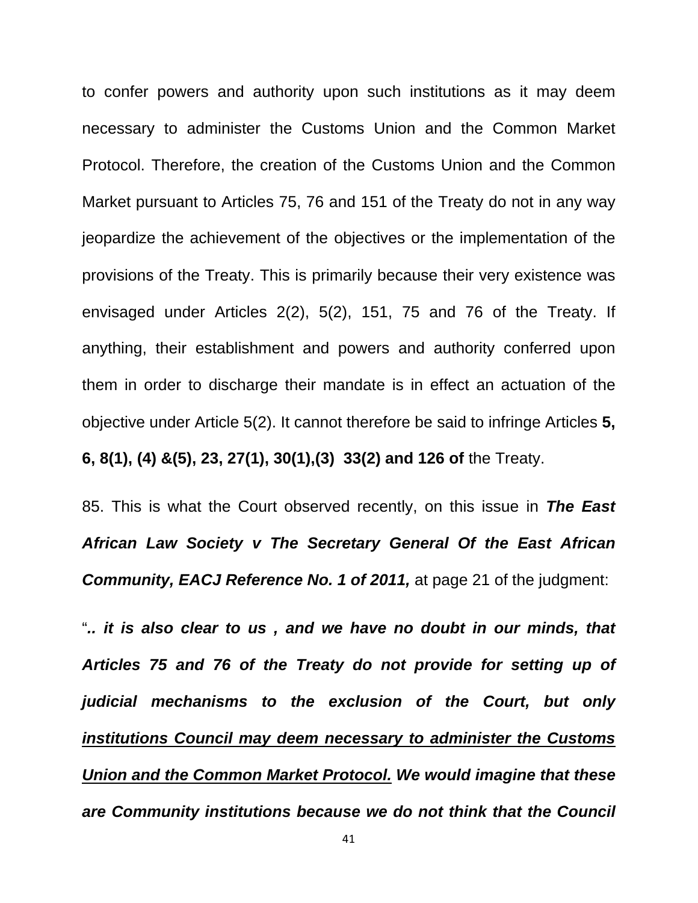to confer powers and authority upon such institutions as it may deem necessary to administer the Customs Union and the Common Market Protocol. Therefore, the creation of the Customs Union and the Common Market pursuant to Articles 75, 76 and 151 of the Treaty do not in any way jeopardize the achievement of the objectives or the implementation of the provisions of the Treaty. This is primarily because their very existence was envisaged under Articles 2(2), 5(2), 151, 75 and 76 of the Treaty. If anything, their establishment and powers and authority conferred upon them in order to discharge their mandate is in effect an actuation of the objective under Article 5(2). It cannot therefore be said to infringe Articles **5, 6, 8(1), (4) &(5), 23, 27(1), 30(1),(3) 33(2) and 126 of** the Treaty.

85. This is what the Court observed recently, on this issue in ***The East African Law Society v The Secretary General Of the East African Community, EACJ Reference No. 1 of 2011,*** at page 21 of the judgment:

"***.. it is also clear to us , and we have no doubt in our minds, that Articles 75 and 76 of the Treaty do not provide for setting up of judicial mechanisms to the exclusion of the Court, but only <u>institutions Council may deem necessary to administer the Customs Union and the Common Market Protocol.</u> We would imagine that these are Community institutions because we do not think that the Council***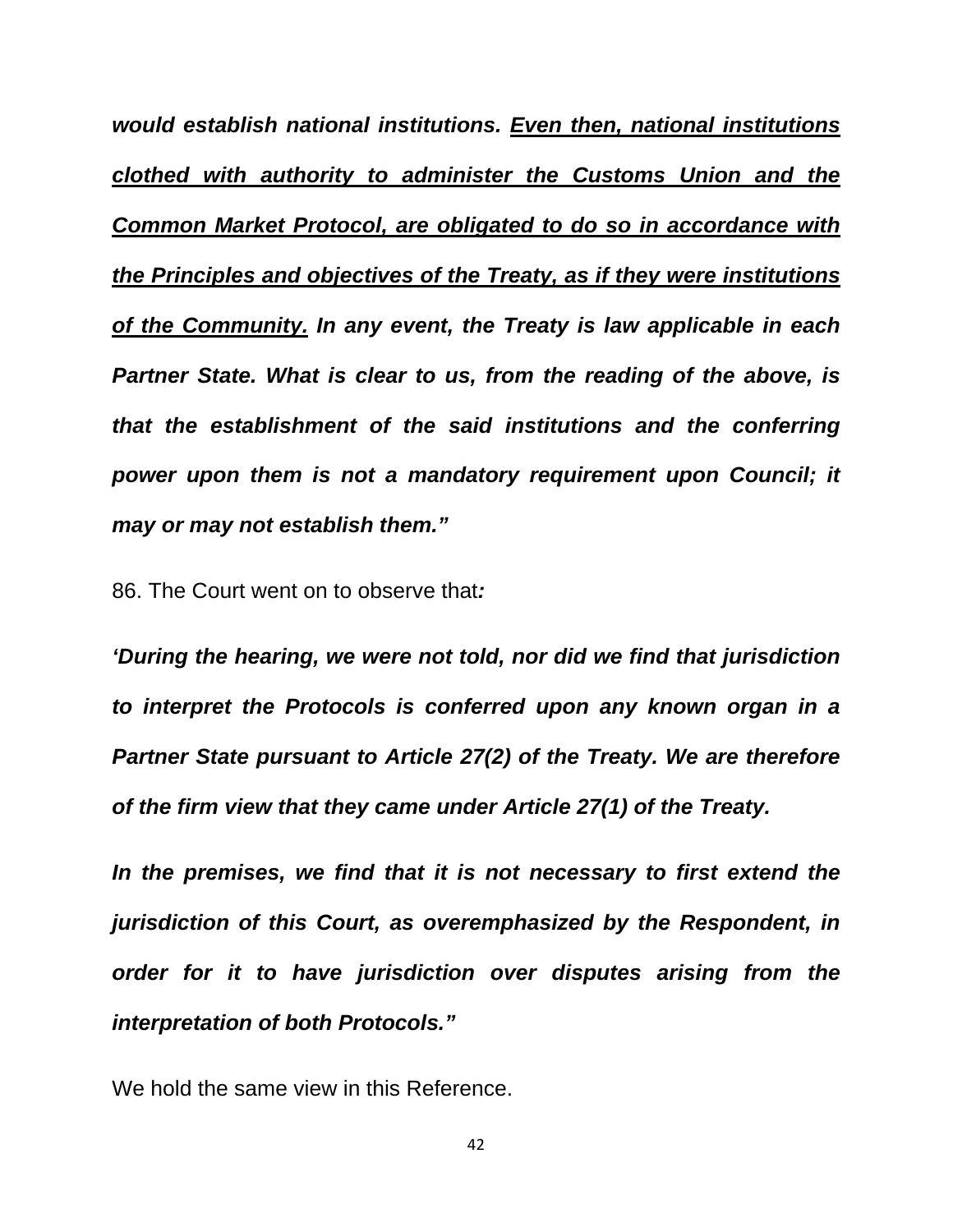***would establish national institutions. <u>Even then, national institutions clothed with authority to administer the Customs Union and the Common Market Protocol, are obligated to do so in accordance with the Principles and objectives of the Treaty, as if they were institutions of the Community.</u> In any event, the Treaty is law applicable in each Partner State. What is clear to us, from the reading of the above, is that the establishment of the said institutions and the conferring power upon them is not a mandatory requirement upon Council; it may or may not establish them."***

86. The Court went on to observe that***:***

***'During the hearing, we were not told, nor did we find that jurisdiction to interpret the Protocols is conferred upon any known organ in a Partner State pursuant to Article 27(2) of the Treaty. We are therefore of the firm view that they came under Article 27(1) of the Treaty.***

***In the premises, we find that it is not necessary to first extend the jurisdiction of this Court, as overemphasized by the Respondent, in order for it to have jurisdiction over disputes arising from the interpretation of both Protocols."***

We hold the same view in this Reference.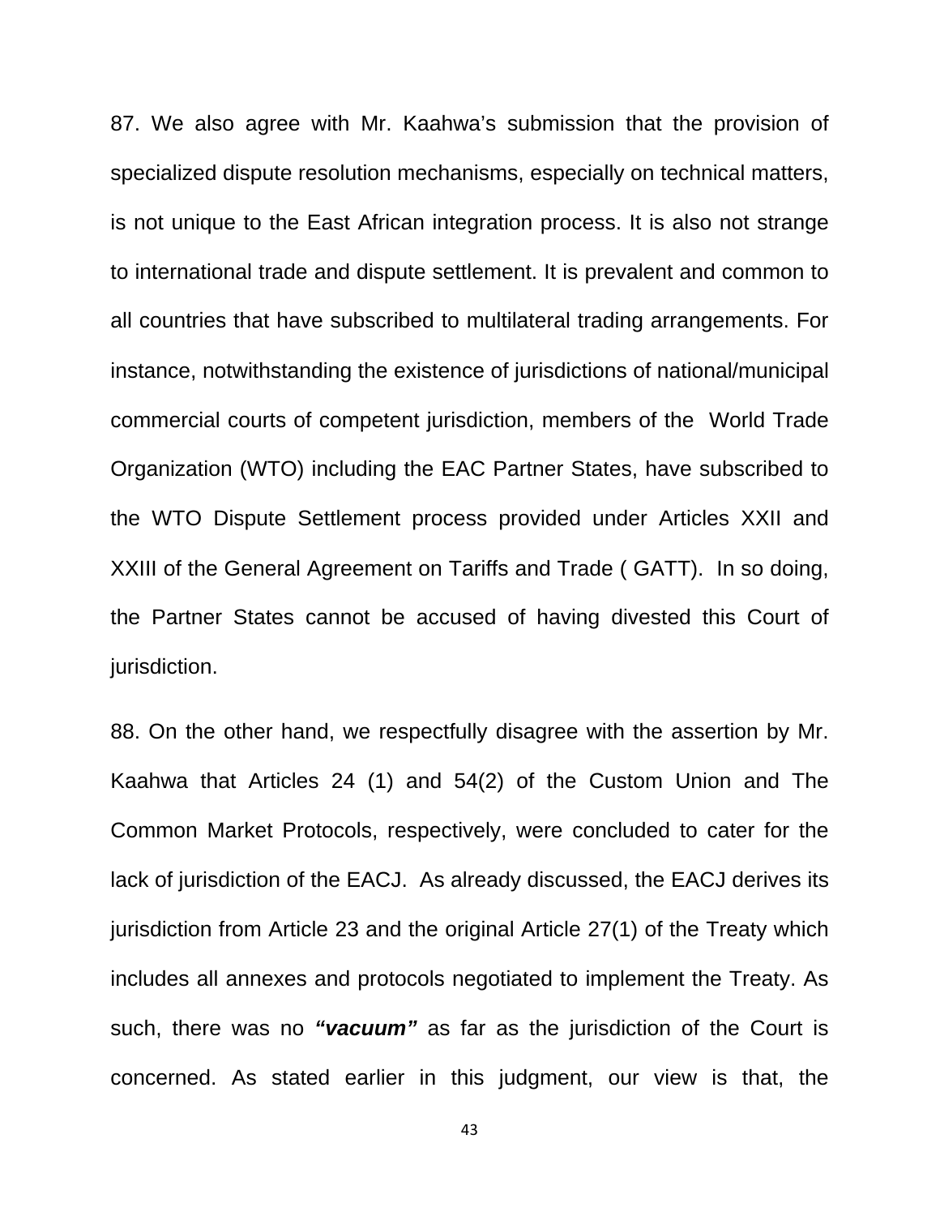87. We also agree with Mr. Kaahwa's submission that the provision of specialized dispute resolution mechanisms, especially on technical matters, is not unique to the East African integration process. It is also not strange to international trade and dispute settlement. It is prevalent and common to all countries that have subscribed to multilateral trading arrangements. For instance, notwithstanding the existence of jurisdictions of national/municipal commercial courts of competent jurisdiction, members of the World Trade Organization (WTO) including the EAC Partner States, have subscribed to the WTO Dispute Settlement process provided under Articles XXII and XXIII of the General Agreement on Tariffs and Trade ( GATT). In so doing, the Partner States cannot be accused of having divested this Court of jurisdiction.

88. On the other hand, we respectfully disagree with the assertion by Mr. Kaahwa that Articles 24 (1) and 54(2) of the Custom Union and The Common Market Protocols, respectively, were concluded to cater for the lack of jurisdiction of the EACJ. As already discussed, the EACJ derives its jurisdiction from Article 23 and the original Article 27(1) of the Treaty which includes all annexes and protocols negotiated to implement the Treaty. As such, there was no ***"vacuum"*** as far as the jurisdiction of the Court is concerned. As stated earlier in this judgment, our view is that, the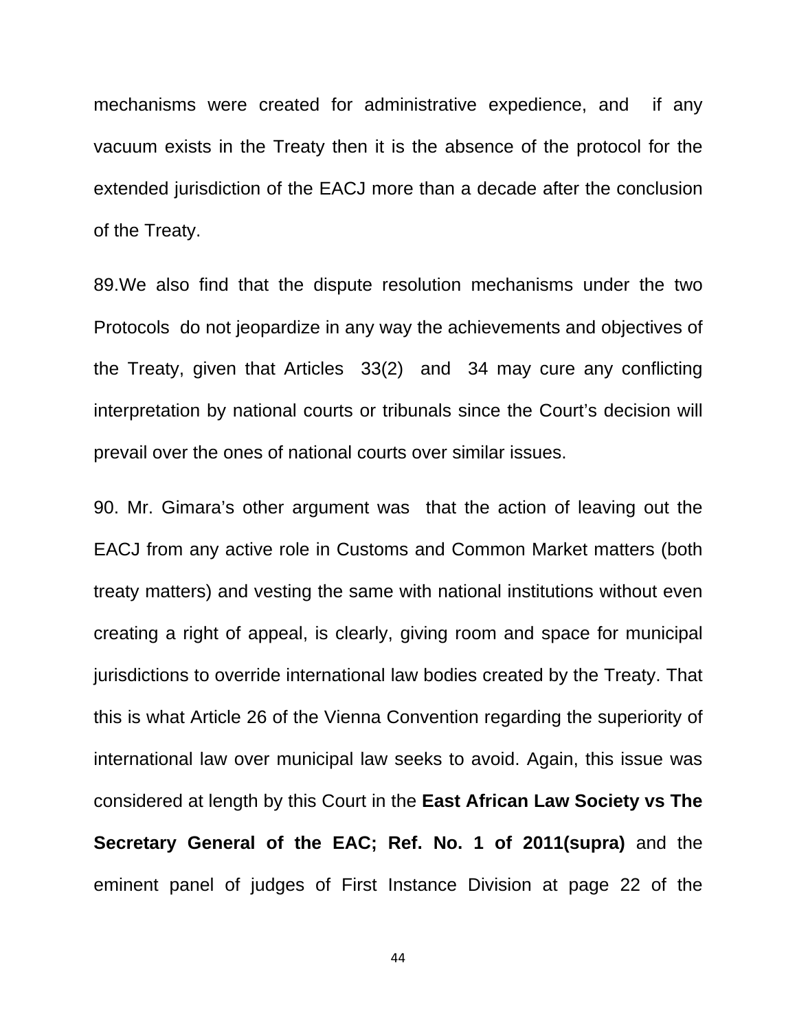mechanisms were created for administrative expedience, and if any vacuum exists in the Treaty then it is the absence of the protocol for the extended jurisdiction of the EACJ more than a decade after the conclusion of the Treaty.

89.We also find that the dispute resolution mechanisms under the two Protocols do not jeopardize in any way the achievements and objectives of the Treaty, given that Articles 33(2) and 34 may cure any conflicting interpretation by national courts or tribunals since the Court's decision will prevail over the ones of national courts over similar issues.

90. Mr. Gimara's other argument was that the action of leaving out the EACJ from any active role in Customs and Common Market matters (both treaty matters) and vesting the same with national institutions without even creating a right of appeal, is clearly, giving room and space for municipal jurisdictions to override international law bodies created by the Treaty. That this is what Article 26 of the Vienna Convention regarding the superiority of international law over municipal law seeks to avoid. Again, this issue was considered at length by this Court in the **East African Law Society vs The Secretary General of the EAC; Ref. No. 1 of 2011(supra)** and the eminent panel of judges of First Instance Division at page 22 of the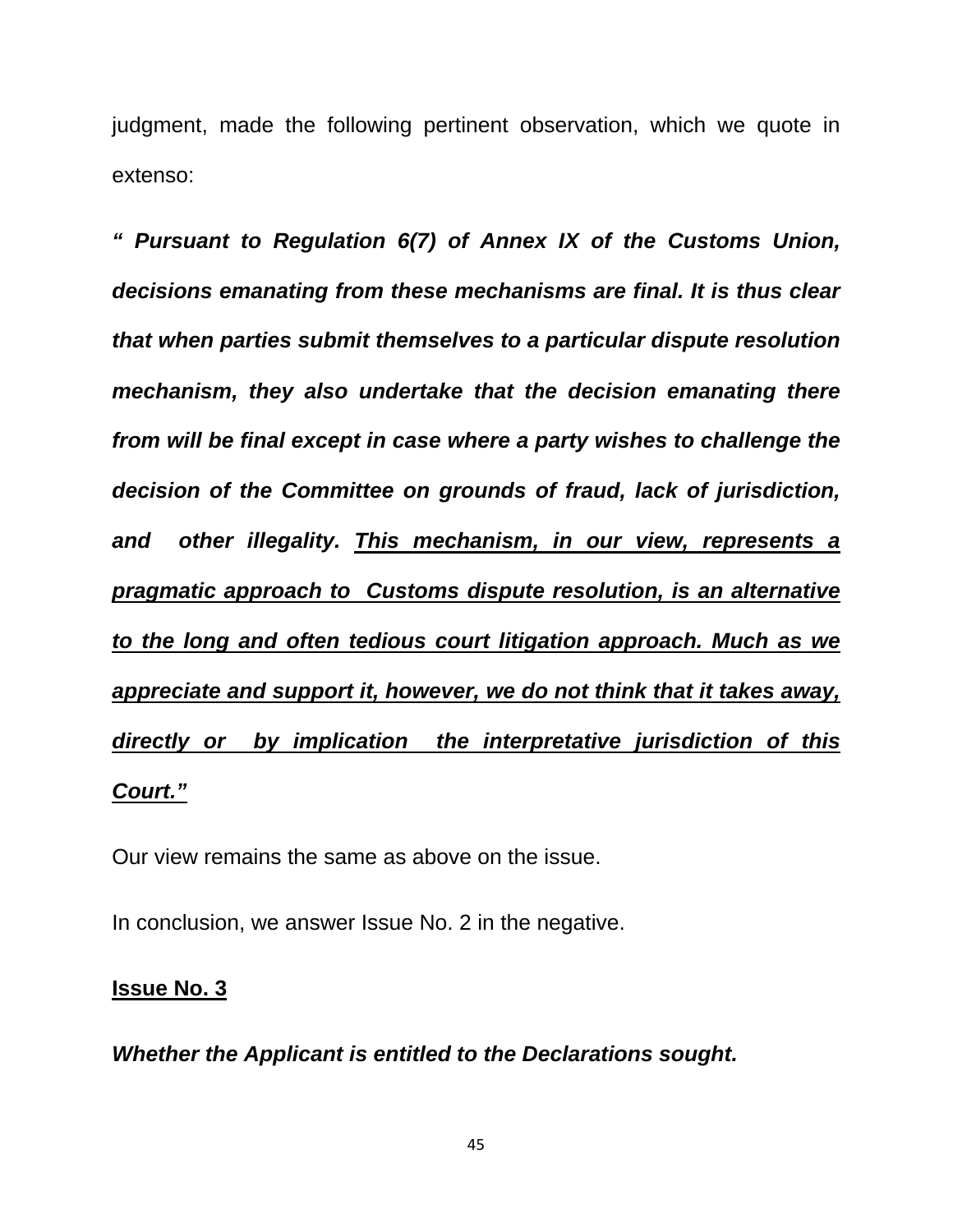judgment, made the following pertinent observation, which we quote in extenso:

***" Pursuant to Regulation 6(7) of Annex IX of the Customs Union, decisions emanating from these mechanisms are final. It is thus clear that when parties submit themselves to a particular dispute resolution mechanism, they also undertake that the decision emanating there from will be final except in case where a party wishes to challenge the decision of the Committee on grounds of fraud, lack of jurisdiction, and other illegality.*** ***<u>This mechanism, in our view, represents a pragmatic approach to Customs dispute resolution, is an alternative to the long and often tedious court litigation approach. Much as we appreciate and support it, however, we do not think that it takes away, directly or by implication the interpretative jurisdiction of this Court."</u>***

Our view remains the same as above on the issue.

In conclusion, we answer Issue No. 2 in the negative.

**<u>Issue No. 3</u>**

***Whether the Applicant is entitled to the Declarations sought.***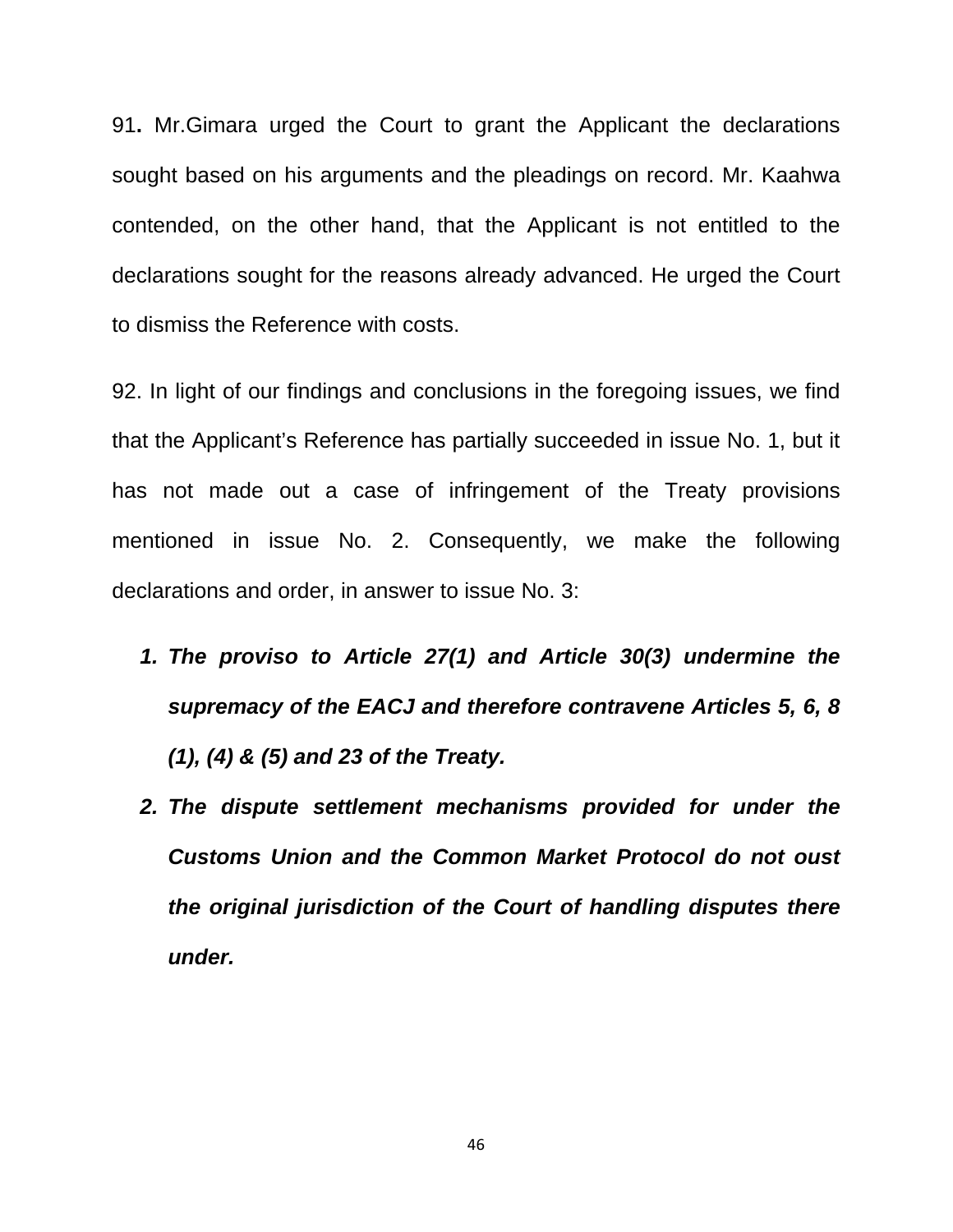**91.** Mr.Gimara urged the Court to grant the Applicant the declarations sought based on his arguments and the pleadings on record. Mr. Kaahwa contended, on the other hand, that the Applicant is not entitled to the declarations sought for the reasons already advanced. He urged the Court to dismiss the Reference with costs.

92. In light of our findings and conclusions in the foregoing issues, we find that the Applicant's Reference has partially succeeded in issue No. 1, but it has not made out a case of infringement of the Treaty provisions mentioned in issue No. 2. Consequently, we make the following declarations and order, in answer to issue No. 3:

1. ***The proviso to Article 27(1) and Article 30(3) undermine the supremacy of the EACJ and therefore contravene Articles 5, 6, 8 (1), (4) & (5) and 23 of the Treaty.***
2. ***The dispute settlement mechanisms provided for under the Customs Union and the Common Market Protocol do not oust the original jurisdiction of the Court of handling disputes there under.***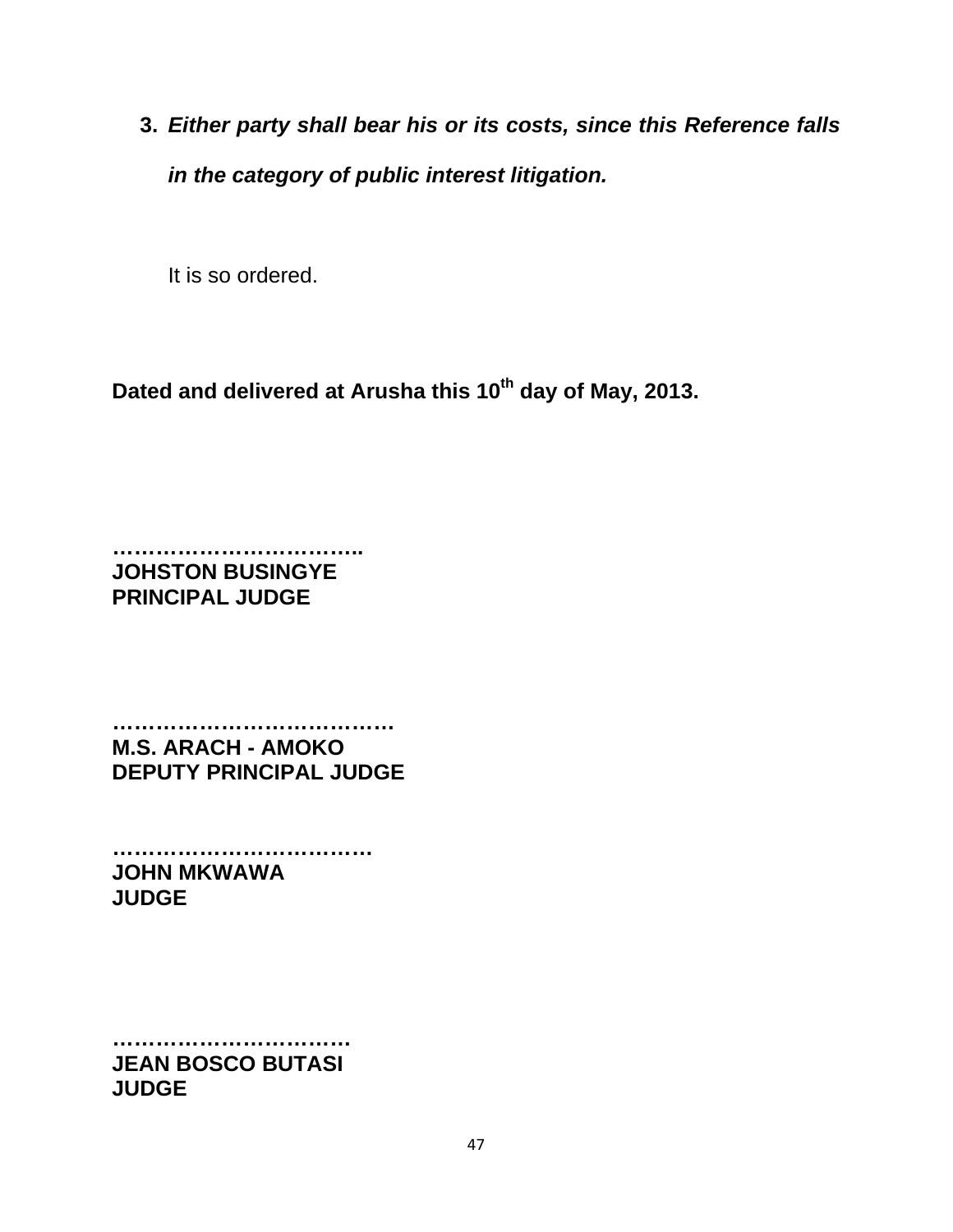3. ***Either party shall bear his or its costs, since this Reference falls in the category of public interest litigation.***

It is so ordered.

**Dated and delivered at Arusha this 10th day of May, 2013.**

**……………………………..**
**JOHSTON BUSINGYE**
**PRINCIPAL JUDGE**

**…………………………………**
**M.S. ARACH - AMOKO**
**DEPUTY PRINCIPAL JUDGE**

**………………………………**
**JOHN MKWAWA**
**JUDGE**

**……………………………**
**JEAN BOSCO BUTASI**
**JUDGE**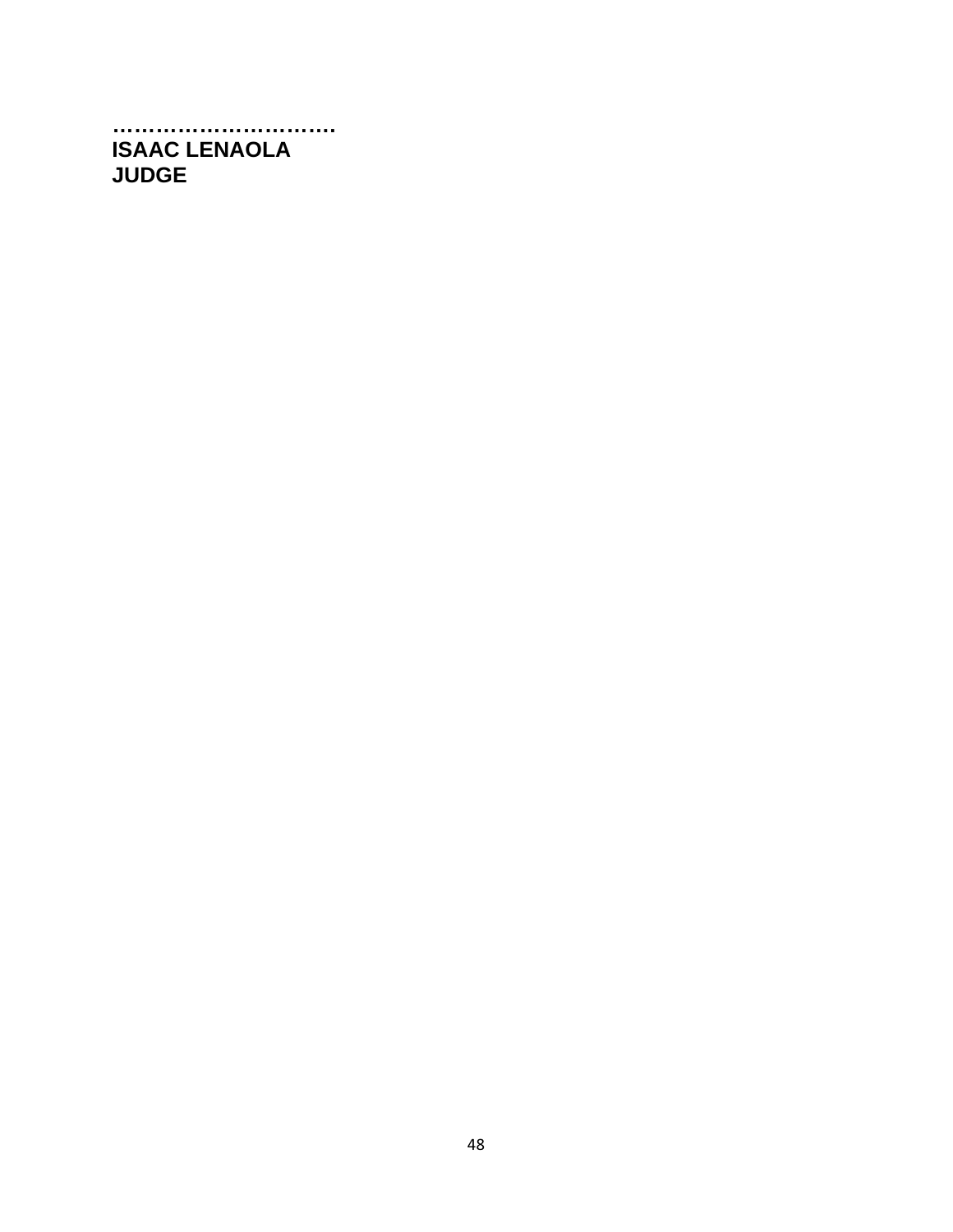**…………………………..**
**ISAAC LENAOLA**
**JUDGE**